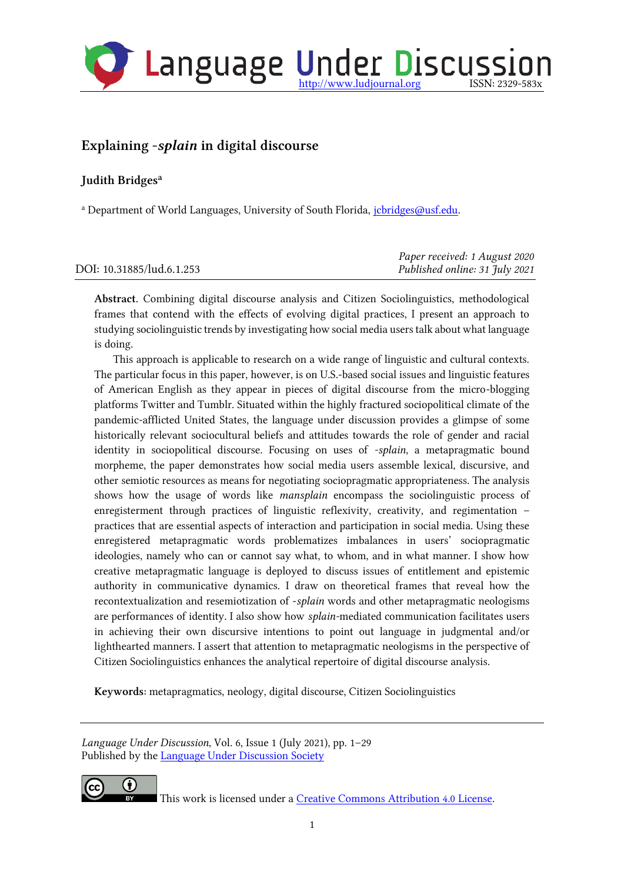Language Under Discussion
http://www.ludjournal.org ISSN: 2329-583x

# Explaining -*splain* in digital discourse

**Judith Bridges**[a]

[a] Department of World Languages, University of South Florida, jcbridges@usf.edu.

DOI: 10.31885/lud.6.1.253

*Paper received: 1 August 2020*
*Published online: 31 July 2021*

**Abstract**. Combining digital discourse analysis and Citizen Sociolinguistics, methodological frames that contend with the effects of evolving digital practices, I present an approach to studying sociolinguistic trends by investigating how social media users talk about what language is doing.

This approach is applicable to research on a wide range of linguistic and cultural contexts. The particular focus in this paper, however, is on U.S.-based social issues and linguistic features of American English as they appear in pieces of digital discourse from the micro-blogging platforms Twitter and Tumblr. Situated within the highly fractured sociopolitical climate of the pandemic-afflicted United States, the language under discussion provides a glimpse of some historically relevant sociocultural beliefs and attitudes towards the role of gender and racial identity in sociopolitical discourse. Focusing on uses of -*splain*, a metapragmatic bound morpheme, the paper demonstrates how social media users assemble lexical, discursive, and other semiotic resources as means for negotiating sociopragmatic appropriateness. The analysis shows how the usage of words like *mansplain* encompass the sociolinguistic process of enregisterment through practices of linguistic reflexivity, creativity, and regimentation – practices that are essential aspects of interaction and participation in social media. Using these enregistered metapragmatic words problematizes imbalances in users' sociopragmatic ideologies, namely who can or cannot say what, to whom, and in what manner. I show how creative metapragmatic language is deployed to discuss issues of entitlement and epistemic authority in communicative dynamics. I draw on theoretical frames that reveal how the recontextualization and resemiotization of -*splain* words and other metapragmatic neologisms are performances of identity. I also show how *splain*-mediated communication facilitates users in achieving their own discursive intentions to point out language in judgmental and/or lighthearted manners. I assert that attention to metapragmatic neologisms in the perspective of Citizen Sociolinguistics enhances the analytical repertoire of digital discourse analysis.

**Keywords**: metapragmatics, neology, digital discourse, Citizen Sociolinguistics

*Language Under Discussion*, Vol. 6, Issue 1 (July 2021), pp. 1–29
Published by the Language Under Discussion Society

This work is licensed under a Creative Commons Attribution 4.0 License.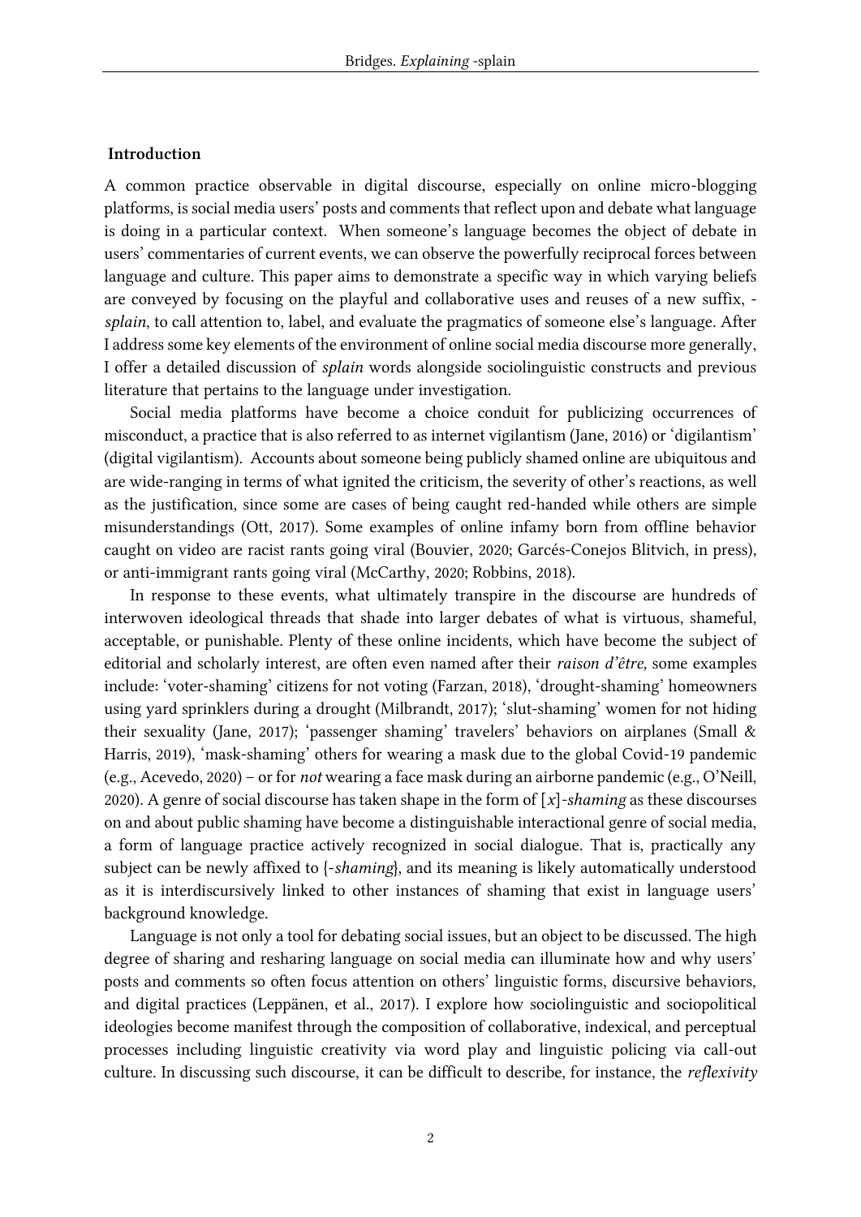## Introduction

A common practice observable in digital discourse, especially on online micro-blogging platforms, is social media users' posts and comments that reflect upon and debate what language is doing in a particular context. When someone's language becomes the object of debate in users' commentaries of current events, we can observe the powerfully reciprocal forces between language and culture. This paper aims to demonstrate a specific way in which varying beliefs are conveyed by focusing on the playful and collaborative uses and reuses of a new suffix, -*splain*, to call attention to, label, and evaluate the pragmatics of someone else's language. After I address some key elements of the environment of online social media discourse more generally, I offer a detailed discussion of *splain* words alongside sociolinguistic constructs and previous literature that pertains to the language under investigation.

Social media platforms have become a choice conduit for publicizing occurrences of misconduct, a practice that is also referred to as internet vigilantism (Jane, 2016) or 'digilantism' (digital vigilantism). Accounts about someone being publicly shamed online are ubiquitous and are wide-ranging in terms of what ignited the criticism, the severity of other's reactions, as well as the justification, since some are cases of being caught red-handed while others are simple misunderstandings (Ott, 2017). Some examples of online infamy born from offline behavior caught on video are racist rants going viral (Bouvier, 2020; Garcés-Conejos Blitvich, in press), or anti-immigrant rants going viral (McCarthy, 2020; Robbins, 2018).

In response to these events, what ultimately transpire in the discourse are hundreds of interwoven ideological threads that shade into larger debates of what is virtuous, shameful, acceptable, or punishable. Plenty of these online incidents, which have become the subject of editorial and scholarly interest, are often even named after their *raison d'être,* some examples include: 'voter-shaming' citizens for not voting (Farzan, 2018), 'drought-shaming' homeowners using yard sprinklers during a drought (Milbrandt, 2017); 'slut-shaming' women for not hiding their sexuality (Jane, 2017); 'passenger shaming' travelers' behaviors on airplanes (Small & Harris, 2019), 'mask-shaming' others for wearing a mask due to the global Covid-19 pandemic (e.g., Acevedo, 2020) – or for *not* wearing a face mask during an airborne pandemic (e.g., O'Neill, 2020). A genre of social discourse has taken shape in the form of [*x*]-*shaming* as these discourses on and about public shaming have become a distinguishable interactional genre of social media, a form of language practice actively recognized in social dialogue. That is, practically any subject can be newly affixed to {-*shaming*}, and its meaning is likely automatically understood as it is interdiscursively linked to other instances of shaming that exist in language users' background knowledge.

Language is not only a tool for debating social issues, but an object to be discussed. The high degree of sharing and resharing language on social media can illuminate how and why users' posts and comments so often focus attention on others' linguistic forms, discursive behaviors, and digital practices (Leppänen, et al., 2017). I explore how sociolinguistic and sociopolitical ideologies become manifest through the composition of collaborative, indexical, and perceptual processes including linguistic creativity via word play and linguistic policing via call-out culture. In discussing such discourse, it can be difficult to describe, for instance, the *reflexivity*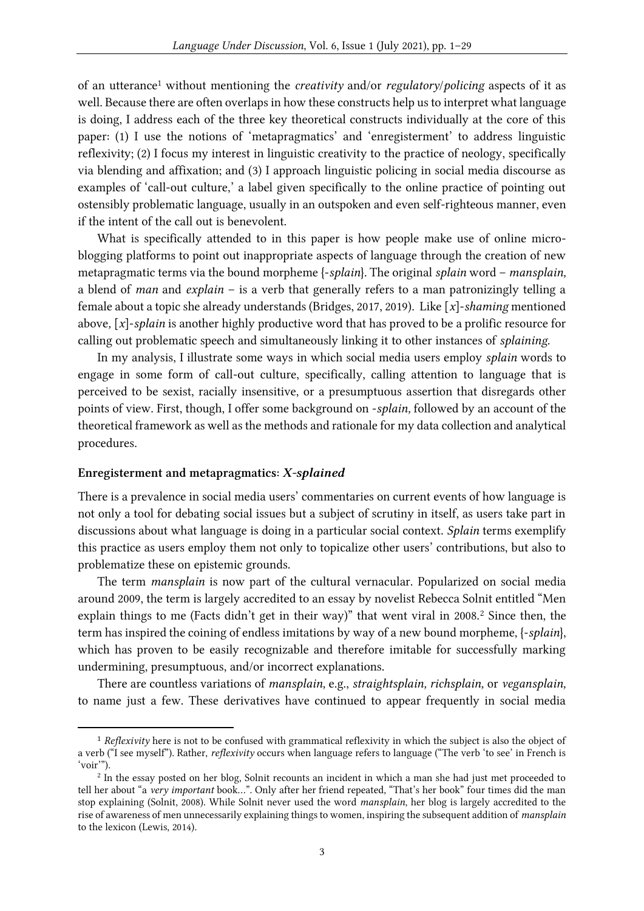of an utterance[1] without mentioning the *creativity* and/or *regulatory/policing* aspects of it as well. Because there are often overlaps in how these constructs help us to interpret what language is doing, I address each of the three key theoretical constructs individually at the core of this paper: (1) I use the notions of 'metapragmatics' and 'enregisterment' to address linguistic reflexivity; (2) I focus my interest in linguistic creativity to the practice of neology, specifically via blending and affixation; and (3) I approach linguistic policing in social media discourse as examples of 'call-out culture,' a label given specifically to the online practice of pointing out ostensibly problematic language, usually in an outspoken and even self-righteous manner, even if the intent of the call out is benevolent.

What is specifically attended to in this paper is how people make use of online micro-blogging platforms to point out inappropriate aspects of language through the creation of new metapragmatic terms via the bound morpheme {*-splain*}. The original *splain* word – *mansplain,* a blend of *man* and *explain* – is a verb that generally refers to a man patronizingly telling a female about a topic she already understands (Bridges, 2017, 2019). Like [*x*]-*shaming* mentioned above, [*x*]-*splain* is another highly productive word that has proved to be a prolific resource for calling out problematic speech and simultaneously linking it to other instances of *splaining.*

In my analysis, I illustrate some ways in which social media users employ *splain* words to engage in some form of call-out culture, specifically, calling attention to language that is perceived to be sexist, racially insensitive, or a presumptuous assertion that disregards other points of view. First, though, I offer some background on *-splain,* followed by an account of the theoretical framework as well as the methods and rationale for my data collection and analytical procedures.

## Enregisterment and metapragmatics: *X-splained*

There is a prevalence in social media users' commentaries on current events of how language is not only a tool for debating social issues but a subject of scrutiny in itself, as users take part in discussions about what language is doing in a particular social context. *Splain* terms exemplify this practice as users employ them not only to topicalize other users' contributions, but also to problematize these on epistemic grounds.

The term *mansplain* is now part of the cultural vernacular. Popularized on social media around 2009, the term is largely accredited to an essay by novelist Rebecca Solnit entitled "Men explain things to me (Facts didn't get in their way)" that went viral in 2008.[2] Since then, the term has inspired the coining of endless imitations by way of a new bound morpheme, {*-splain*}, which has proven to be easily recognizable and therefore imitable for successfully marking undermining, presumptuous, and/or incorrect explanations.

There are countless variations of *mansplain,* e.g., *straightsplain, richsplain,* or *vegansplain,* to name just a few. These derivatives have continued to appear frequently in social media

---

[1] *Reflexivity* here is not to be confused with grammatical reflexivity in which the subject is also the object of a verb ("I see myself"). Rather, *reflexivity* occurs when language refers to language ("The verb 'to see' in French is 'voir'").

[2] In the essay posted on her blog, Solnit recounts an incident in which a man she had just met proceeded to tell her about "a *very important* book…". Only after her friend repeated, "That's her book" four times did the man stop explaining (Solnit, 2008). While Solnit never used the word *mansplain*, her blog is largely accredited to the rise of awareness of men unnecessarily explaining things to women, inspiring the subsequent addition of *mansplain* to the lexicon (Lewis, 2014).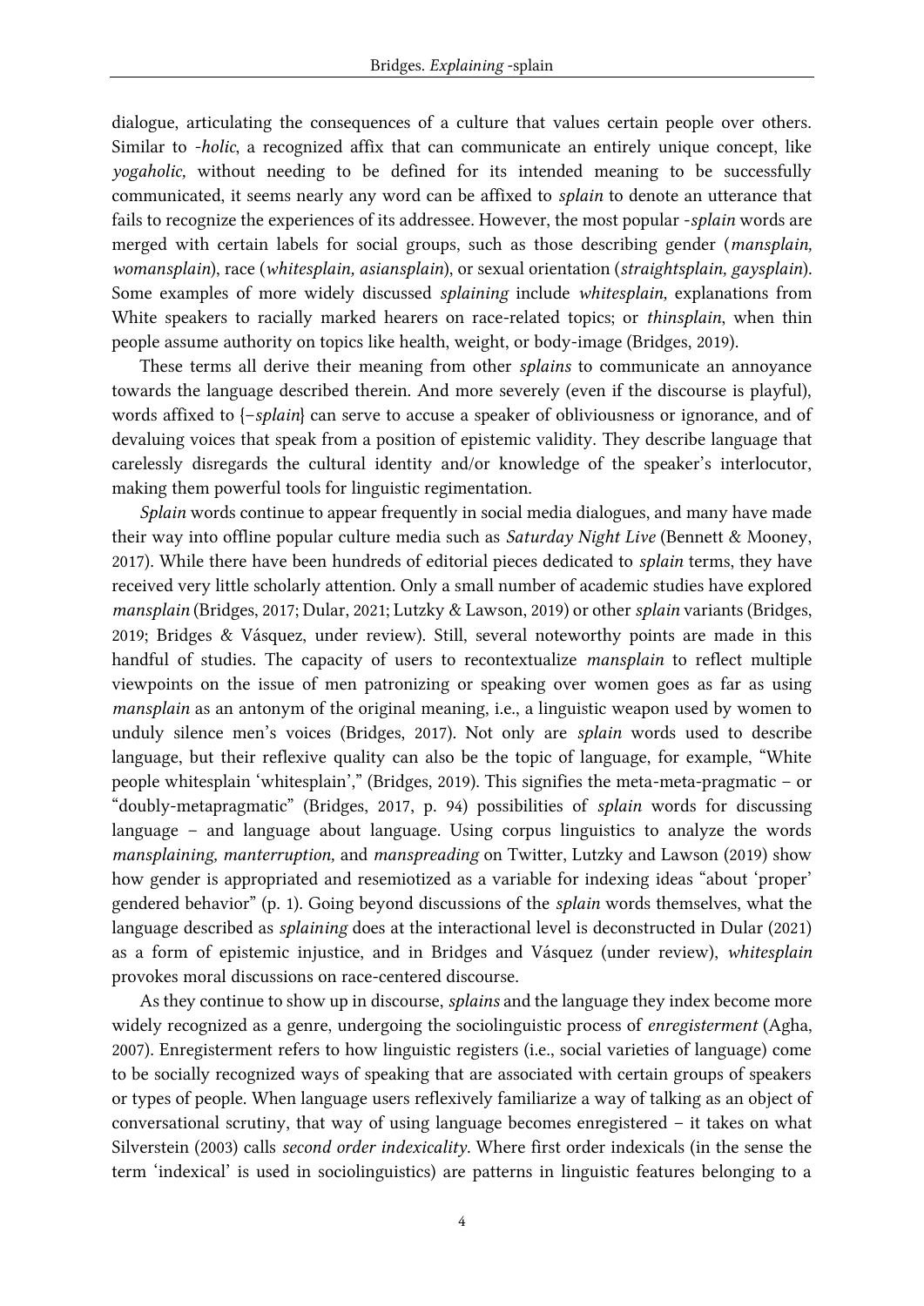dialogue, articulating the consequences of a culture that values certain people over others. Similar to *-holic*, a recognized affix that can communicate an entirely unique concept, like *yogaholic,* without needing to be defined for its intended meaning to be successfully communicated, it seems nearly any word can be affixed to *splain* to denote an utterance that fails to recognize the experiences of its addressee. However, the most popular *-splain* words are merged with certain labels for social groups, such as those describing gender (*mansplain, womansplain*), race (*whitesplain, asiansplain*), or sexual orientation (*straightsplain, gaysplain*). Some examples of more widely discussed *splaining* include *whitesplain,* explanations from White speakers to racially marked hearers on race-related topics; or *thinsplain*, when thin people assume authority on topics like health, weight, or body-image (Bridges, 2019).

These terms all derive their meaning from other *splains* to communicate an annoyance towards the language described therein. And more severely (even if the discourse is playful), words affixed to {*–splain*} can serve to accuse a speaker of obliviousness or ignorance, and of devaluing voices that speak from a position of epistemic validity. They describe language that carelessly disregards the cultural identity and/or knowledge of the speaker's interlocutor, making them powerful tools for linguistic regimentation.

*Splain* words continue to appear frequently in social media dialogues, and many have made their way into offline popular culture media such as *Saturday Night Live* (Bennett & Mooney, 2017). While there have been hundreds of editorial pieces dedicated to *splain* terms, they have received very little scholarly attention. Only a small number of academic studies have explored *mansplain* (Bridges, 2017; Dular, 2021; Lutzky & Lawson, 2019) or other *splain* variants (Bridges, 2019; Bridges & Vásquez, under review). Still, several noteworthy points are made in this handful of studies. The capacity of users to recontextualize *mansplain* to reflect multiple viewpoints on the issue of men patronizing or speaking over women goes as far as using *mansplain* as an antonym of the original meaning, i.e., a linguistic weapon used by women to unduly silence men's voices (Bridges, 2017). Not only are *splain* words used to describe language, but their reflexive quality can also be the topic of language, for example, "White people whitesplain 'whitesplain'," (Bridges, 2019). This signifies the meta-meta-pragmatic – or "doubly-metapragmatic" (Bridges, 2017, p. 94) possibilities of *splain* words for discussing language – and language about language. Using corpus linguistics to analyze the words *mansplaining, manterruption,* and *manspreading* on Twitter, Lutzky and Lawson (2019) show how gender is appropriated and resemiotized as a variable for indexing ideas "about 'proper' gendered behavior" (p. 1). Going beyond discussions of the *splain* words themselves, what the language described as *splaining* does at the interactional level is deconstructed in Dular (2021) as a form of epistemic injustice, and in Bridges and Vásquez (under review), *whitesplain* provokes moral discussions on race-centered discourse.

As they continue to show up in discourse, *splains* and the language they index become more widely recognized as a genre, undergoing the sociolinguistic process of *enregisterment* (Agha, 2007). Enregisterment refers to how linguistic registers (i.e., social varieties of language) come to be socially recognized ways of speaking that are associated with certain groups of speakers or types of people. When language users reflexively familiarize a way of talking as an object of conversational scrutiny, that way of using language becomes enregistered – it takes on what Silverstein (2003) calls *second order indexicality*. Where first order indexicals (in the sense the term 'indexical' is used in sociolinguistics) are patterns in linguistic features belonging to a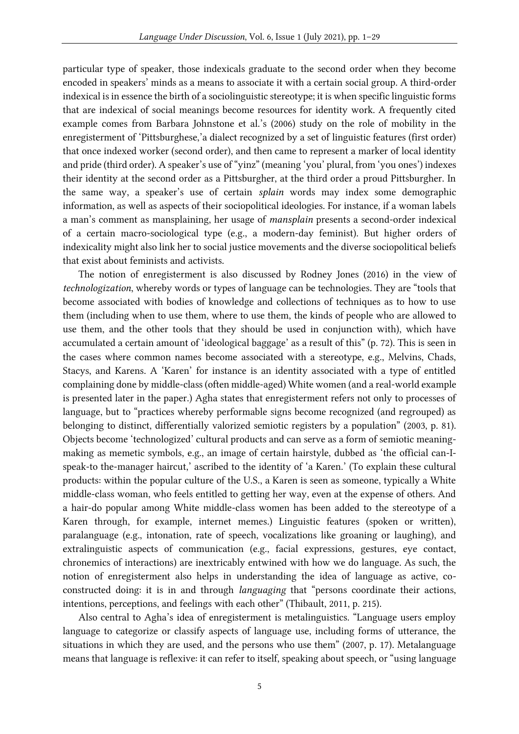particular type of speaker, those indexicals graduate to the second order when they become encoded in speakers' minds as a means to associate it with a certain social group. A third-order indexical is in essence the birth of a sociolinguistic stereotype; it is when specific linguistic forms that are indexical of social meanings become resources for identity work. A frequently cited example comes from Barbara Johnstone et al.'s (2006) study on the role of mobility in the enregisterment of 'Pittsburghese,'a dialect recognized by a set of linguistic features (first order) that once indexed worker (second order), and then came to represent a marker of local identity and pride (third order). A speaker's use of "yinz" (meaning 'you' plural, from 'you ones') indexes their identity at the second order as a Pittsburgher, at the third order a proud Pittsburgher. In the same way, a speaker's use of certain *splain* words may index some demographic information, as well as aspects of their sociopolitical ideologies. For instance, if a woman labels a man's comment as mansplaining, her usage of *mansplain* presents a second-order indexical of a certain macro-sociological type (e.g., a modern-day feminist). But higher orders of indexicality might also link her to social justice movements and the diverse sociopolitical beliefs that exist about feminists and activists.

The notion of enregisterment is also discussed by Rodney Jones (2016) in the view of *technologization*, whereby words or types of language can be technologies. They are "tools that become associated with bodies of knowledge and collections of techniques as to how to use them (including when to use them, where to use them, the kinds of people who are allowed to use them, and the other tools that they should be used in conjunction with), which have accumulated a certain amount of 'ideological baggage' as a result of this" (p. 72). This is seen in the cases where common names become associated with a stereotype, e.g., Melvins, Chads, Stacys, and Karens. A 'Karen' for instance is an identity associated with a type of entitled complaining done by middle-class (often middle-aged) White women (and a real-world example is presented later in the paper.) Agha states that enregisterment refers not only to processes of language, but to "practices whereby performable signs become recognized (and regrouped) as belonging to distinct, differentially valorized semiotic registers by a population" (2003, p. 81). Objects become 'technologized' cultural products and can serve as a form of semiotic meaning-making as memetic symbols, e.g., an image of certain hairstyle, dubbed as 'the official can-I-speak-to the-manager haircut,' ascribed to the identity of 'a Karen.' (To explain these cultural products: within the popular culture of the U.S., a Karen is seen as someone, typically a White middle-class woman, who feels entitled to getting her way, even at the expense of others. And a hair-do popular among White middle-class women has been added to the stereotype of a Karen through, for example, internet memes.) Linguistic features (spoken or written), paralanguage (e.g., intonation, rate of speech, vocalizations like groaning or laughing), and extralinguistic aspects of communication (e.g., facial expressions, gestures, eye contact, chronemics of interactions) are inextricably entwined with how we do language. As such, the notion of enregisterment also helps in understanding the idea of language as active, co-constructed doing: it is in and through *languaging* that "persons coordinate their actions, intentions, perceptions, and feelings with each other" (Thibault, 2011, p. 215).

Also central to Agha's idea of enregisterment is metalinguistics. "Language users employ language to categorize or classify aspects of language use, including forms of utterance, the situations in which they are used, and the persons who use them" (2007, p. 17). Metalanguage means that language is reflexive: it can refer to itself, speaking about speech, or "using language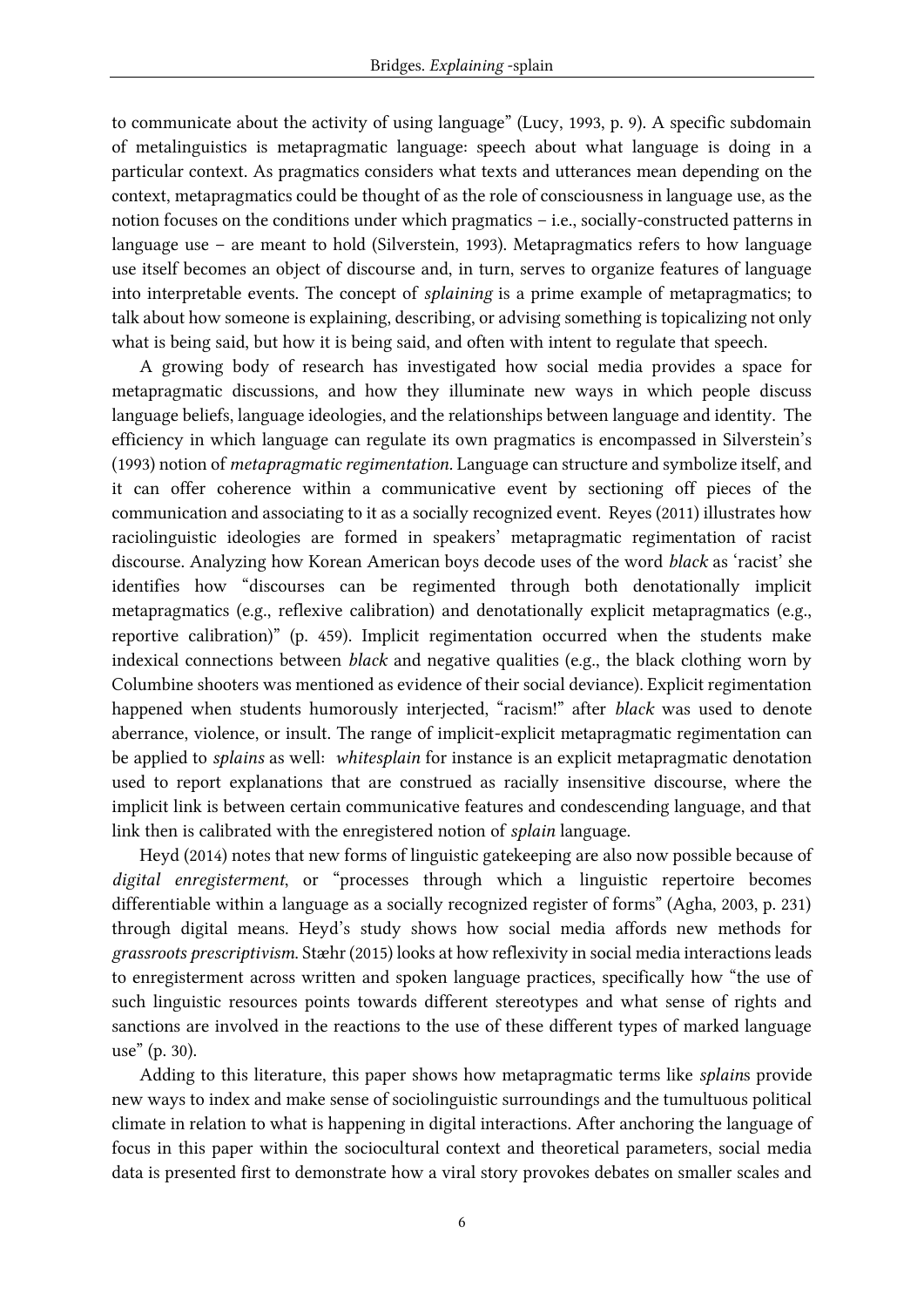to communicate about the activity of using language" (Lucy, 1993, p. 9). A specific subdomain of metalinguistics is metapragmatic language: speech about what language is doing in a particular context. As pragmatics considers what texts and utterances mean depending on the context, metapragmatics could be thought of as the role of consciousness in language use, as the notion focuses on the conditions under which pragmatics – i.e., socially-constructed patterns in language use – are meant to hold (Silverstein, 1993). Metapragmatics refers to how language use itself becomes an object of discourse and, in turn, serves to organize features of language into interpretable events. The concept of *splaining* is a prime example of metapragmatics; to talk about how someone is explaining, describing, or advising something is topicalizing not only what is being said, but how it is being said, and often with intent to regulate that speech.

A growing body of research has investigated how social media provides a space for metapragmatic discussions, and how they illuminate new ways in which people discuss language beliefs, language ideologies, and the relationships between language and identity. The efficiency in which language can regulate its own pragmatics is encompassed in Silverstein's (1993) notion of *metapragmatic regimentation.* Language can structure and symbolize itself, and it can offer coherence within a communicative event by sectioning off pieces of the communication and associating to it as a socially recognized event. Reyes (2011) illustrates how raciolinguistic ideologies are formed in speakers' metapragmatic regimentation of racist discourse. Analyzing how Korean American boys decode uses of the word *black* as 'racist' she identifies how "discourses can be regimented through both denotationally implicit metapragmatics (e.g., reflexive calibration) and denotationally explicit metapragmatics (e.g., reportive calibration)" (p. 459). Implicit regimentation occurred when the students make indexical connections between *black* and negative qualities (e.g., the black clothing worn by Columbine shooters was mentioned as evidence of their social deviance). Explicit regimentation happened when students humorously interjected, "racism!" after *black* was used to denote aberrance, violence, or insult. The range of implicit-explicit metapragmatic regimentation can be applied to *splains* as well: *whitesplain* for instance is an explicit metapragmatic denotation used to report explanations that are construed as racially insensitive discourse, where the implicit link is between certain communicative features and condescending language, and that link then is calibrated with the enregistered notion of *splain* language.

Heyd (2014) notes that new forms of linguistic gatekeeping are also now possible because of *digital enregisterment*, or "processes through which a linguistic repertoire becomes differentiable within a language as a socially recognized register of forms" (Agha, 2003, p. 231) through digital means. Heyd's study shows how social media affords new methods for *grassroots prescriptivism.* Stæhr (2015) looks at how reflexivity in social media interactions leads to enregisterment across written and spoken language practices, specifically how "the use of such linguistic resources points towards different stereotypes and what sense of rights and sanctions are involved in the reactions to the use of these different types of marked language use" (p. 30).

Adding to this literature, this paper shows how metapragmatic terms like *splain*s provide new ways to index and make sense of sociolinguistic surroundings and the tumultuous political climate in relation to what is happening in digital interactions. After anchoring the language of focus in this paper within the sociocultural context and theoretical parameters, social media data is presented first to demonstrate how a viral story provokes debates on smaller scales and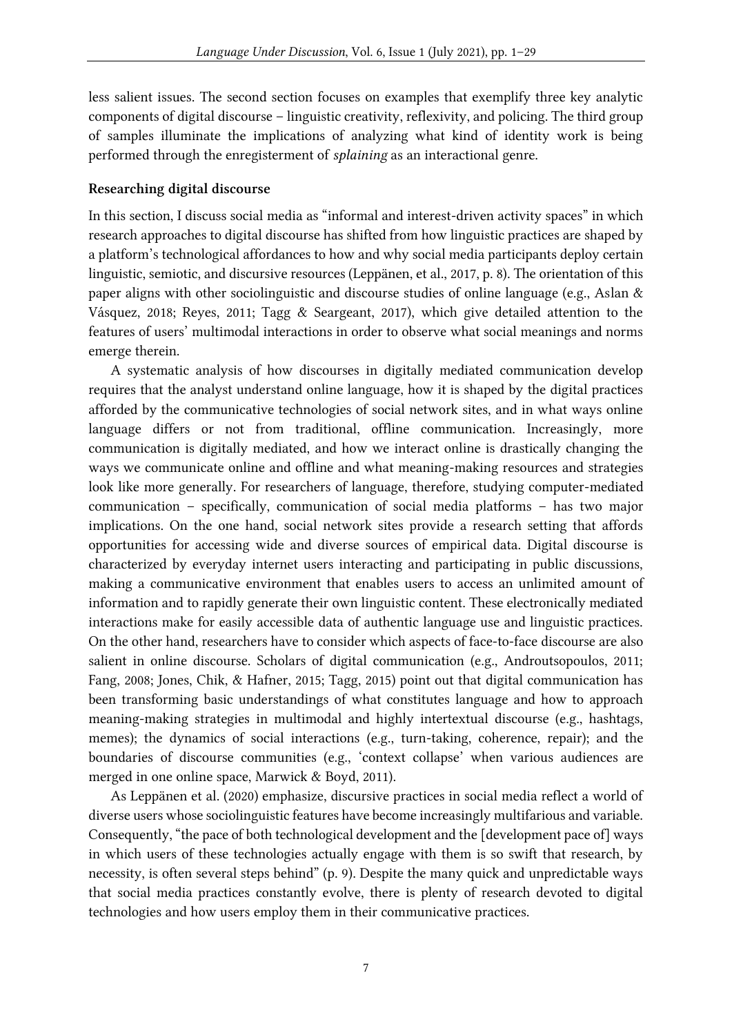less salient issues. The second section focuses on examples that exemplify three key analytic components of digital discourse – linguistic creativity, reflexivity, and policing. The third group of samples illuminate the implications of analyzing what kind of identity work is being performed through the enregisterment of *splaining* as an interactional genre.

## Researching digital discourse

In this section, I discuss social media as "informal and interest-driven activity spaces" in which research approaches to digital discourse has shifted from how linguistic practices are shaped by a platform's technological affordances to how and why social media participants deploy certain linguistic, semiotic, and discursive resources (Leppänen, et al., 2017, p. 8). The orientation of this paper aligns with other sociolinguistic and discourse studies of online language (e.g., Aslan & Vásquez, 2018; Reyes, 2011; Tagg & Seargeant, 2017), which give detailed attention to the features of users' multimodal interactions in order to observe what social meanings and norms emerge therein.

A systematic analysis of how discourses in digitally mediated communication develop requires that the analyst understand online language, how it is shaped by the digital practices afforded by the communicative technologies of social network sites, and in what ways online language differs or not from traditional, offline communication. Increasingly, more communication is digitally mediated, and how we interact online is drastically changing the ways we communicate online and offline and what meaning-making resources and strategies look like more generally. For researchers of language, therefore, studying computer-mediated communication – specifically, communication of social media platforms – has two major implications. On the one hand, social network sites provide a research setting that affords opportunities for accessing wide and diverse sources of empirical data. Digital discourse is characterized by everyday internet users interacting and participating in public discussions, making a communicative environment that enables users to access an unlimited amount of information and to rapidly generate their own linguistic content. These electronically mediated interactions make for easily accessible data of authentic language use and linguistic practices. On the other hand, researchers have to consider which aspects of face-to-face discourse are also salient in online discourse. Scholars of digital communication (e.g., Androutsopoulos, 2011; Fang, 2008; Jones, Chik, & Hafner, 2015; Tagg, 2015) point out that digital communication has been transforming basic understandings of what constitutes language and how to approach meaning-making strategies in multimodal and highly intertextual discourse (e.g., hashtags, memes); the dynamics of social interactions (e.g., turn-taking, coherence, repair); and the boundaries of discourse communities (e.g., 'context collapse' when various audiences are merged in one online space, Marwick & Boyd, 2011).

As Leppänen et al. (2020) emphasize, discursive practices in social media reflect a world of diverse users whose sociolinguistic features have become increasingly multifarious and variable. Consequently, "the pace of both technological development and the [development pace of] ways in which users of these technologies actually engage with them is so swift that research, by necessity, is often several steps behind" (p. 9). Despite the many quick and unpredictable ways that social media practices constantly evolve, there is plenty of research devoted to digital technologies and how users employ them in their communicative practices.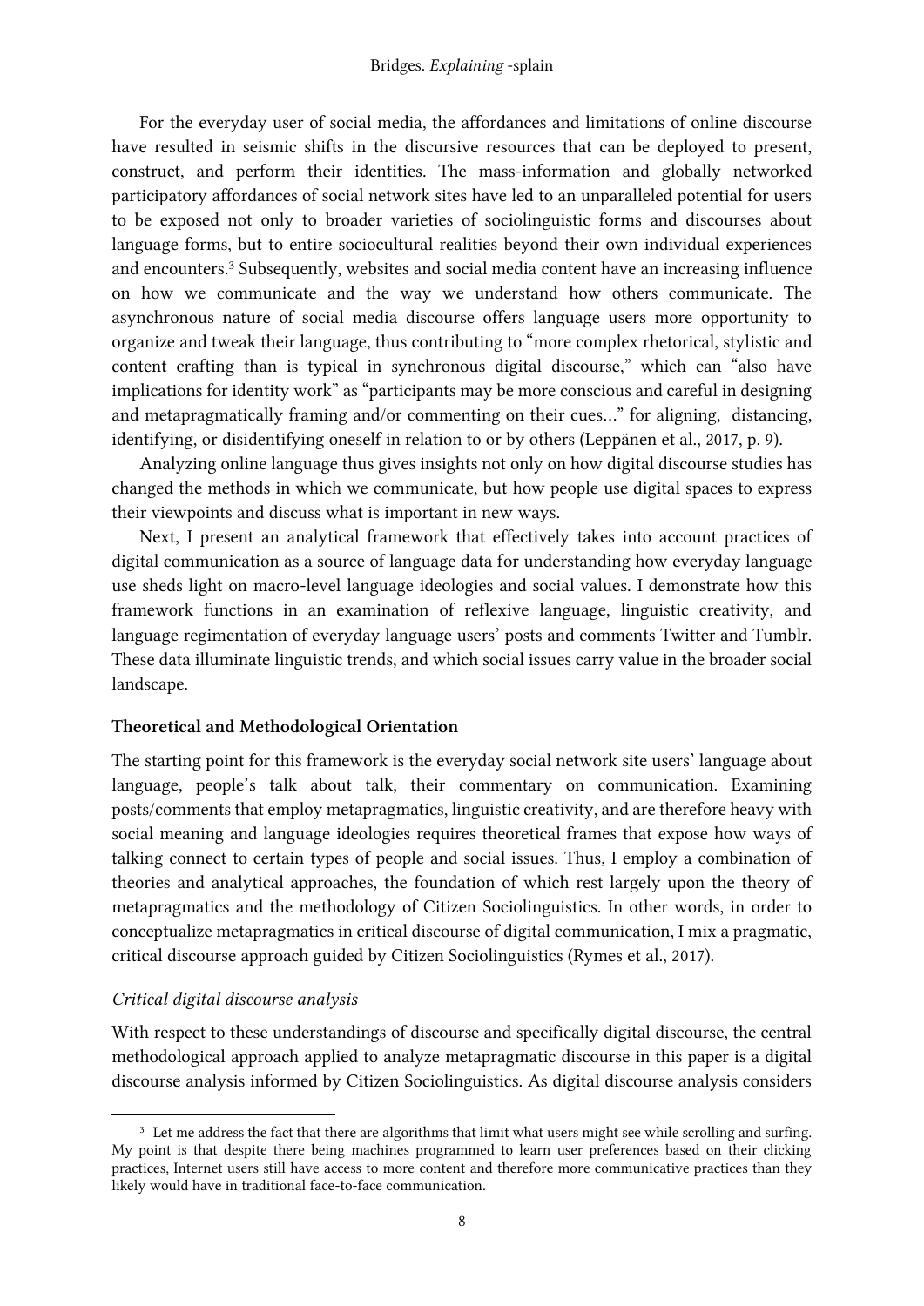For the everyday user of social media, the affordances and limitations of online discourse have resulted in seismic shifts in the discursive resources that can be deployed to present, construct, and perform their identities. The mass-information and globally networked participatory affordances of social network sites have led to an unparalleled potential for users to be exposed not only to broader varieties of sociolinguistic forms and discourses about language forms, but to entire sociocultural realities beyond their own individual experiences and encounters.[3] Subsequently, websites and social media content have an increasing influence on how we communicate and the way we understand how others communicate. The asynchronous nature of social media discourse offers language users more opportunity to organize and tweak their language, thus contributing to "more complex rhetorical, stylistic and content crafting than is typical in synchronous digital discourse," which can "also have implications for identity work" as "participants may be more conscious and careful in designing and metapragmatically framing and/or commenting on their cues…" for aligning, distancing, identifying, or disidentifying oneself in relation to or by others (Leppänen et al., 2017, p. 9).

Analyzing online language thus gives insights not only on how digital discourse studies has changed the methods in which we communicate, but how people use digital spaces to express their viewpoints and discuss what is important in new ways.

Next, I present an analytical framework that effectively takes into account practices of digital communication as a source of language data for understanding how everyday language use sheds light on macro-level language ideologies and social values. I demonstrate how this framework functions in an examination of reflexive language, linguistic creativity, and language regimentation of everyday language users' posts and comments Twitter and Tumblr. These data illuminate linguistic trends, and which social issues carry value in the broader social landscape.

**Theoretical and Methodological Orientation**

The starting point for this framework is the everyday social network site users' language about language, people's talk about talk, their commentary on communication. Examining posts/comments that employ metapragmatics, linguistic creativity, and are therefore heavy with social meaning and language ideologies requires theoretical frames that expose how ways of talking connect to certain types of people and social issues. Thus, I employ a combination of theories and analytical approaches, the foundation of which rest largely upon the theory of metapragmatics and the methodology of Citizen Sociolinguistics. In other words, in order to conceptualize metapragmatics in critical discourse of digital communication, I mix a pragmatic, critical discourse approach guided by Citizen Sociolinguistics (Rymes et al., 2017).

*Critical digital discourse analysis*

With respect to these understandings of discourse and specifically digital discourse, the central methodological approach applied to analyze metapragmatic discourse in this paper is a digital discourse analysis informed by Citizen Sociolinguistics. As digital discourse analysis considers

[3] Let me address the fact that there are algorithms that limit what users might see while scrolling and surfing. My point is that despite there being machines programmed to learn user preferences based on their clicking practices, Internet users still have access to more content and therefore more communicative practices than they likely would have in traditional face-to-face communication.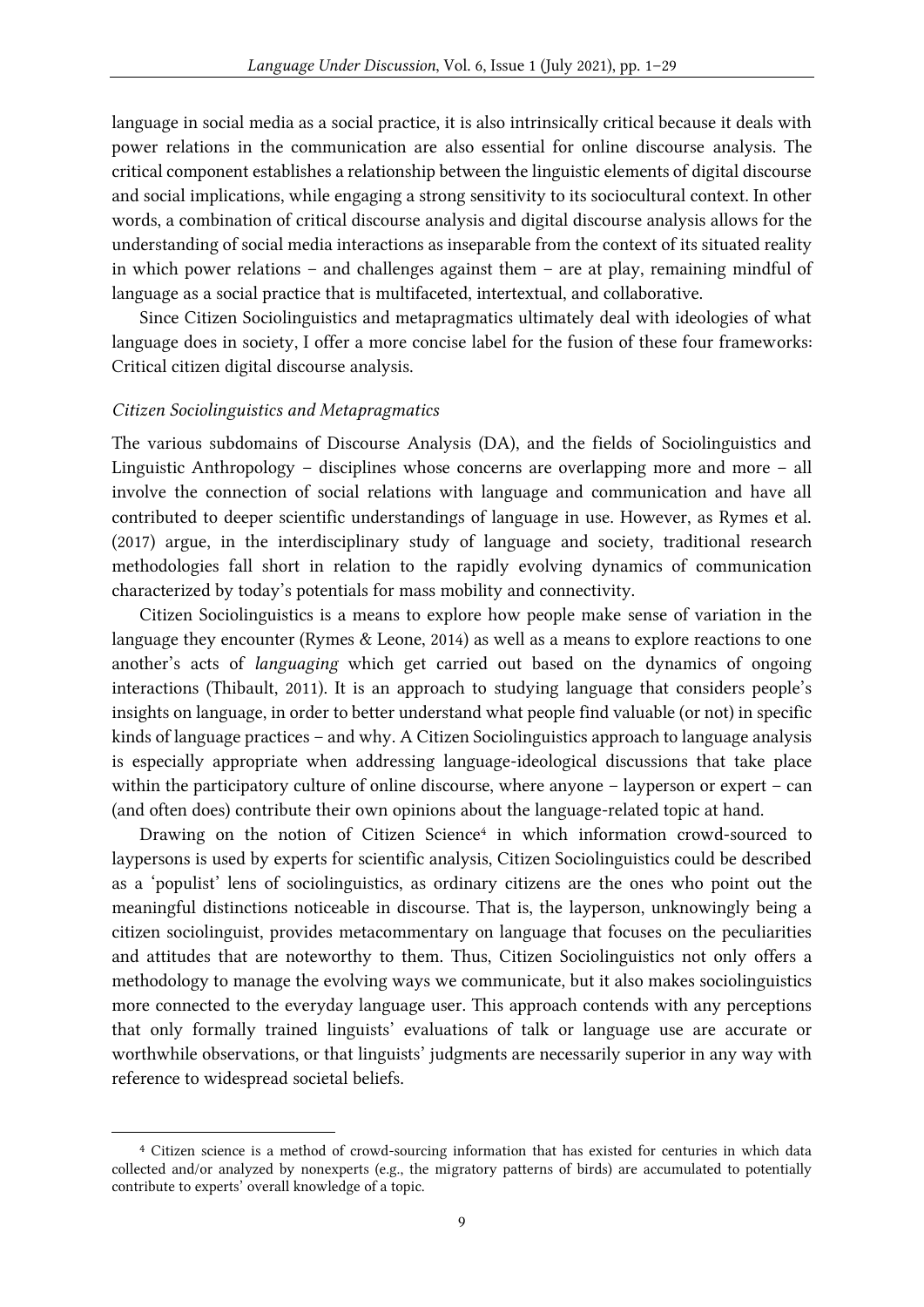language in social media as a social practice, it is also intrinsically critical because it deals with power relations in the communication are also essential for online discourse analysis. The critical component establishes a relationship between the linguistic elements of digital discourse and social implications, while engaging a strong sensitivity to its sociocultural context. In other words, a combination of critical discourse analysis and digital discourse analysis allows for the understanding of social media interactions as inseparable from the context of its situated reality in which power relations – and challenges against them – are at play, remaining mindful of language as a social practice that is multifaceted, intertextual, and collaborative.

Since Citizen Sociolinguistics and metapragmatics ultimately deal with ideologies of what language does in society, I offer a more concise label for the fusion of these four frameworks: Critical citizen digital discourse analysis.

### *Citizen Sociolinguistics and Metapragmatics*

The various subdomains of Discourse Analysis (DA), and the fields of Sociolinguistics and Linguistic Anthropology – disciplines whose concerns are overlapping more and more – all involve the connection of social relations with language and communication and have all contributed to deeper scientific understandings of language in use. However, as Rymes et al. (2017) argue, in the interdisciplinary study of language and society, traditional research methodologies fall short in relation to the rapidly evolving dynamics of communication characterized by today's potentials for mass mobility and connectivity.

Citizen Sociolinguistics is a means to explore how people make sense of variation in the language they encounter (Rymes & Leone, 2014) as well as a means to explore reactions to one another's acts of *languaging* which get carried out based on the dynamics of ongoing interactions (Thibault, 2011). It is an approach to studying language that considers people's insights on language, in order to better understand what people find valuable (or not) in specific kinds of language practices – and why. A Citizen Sociolinguistics approach to language analysis is especially appropriate when addressing language-ideological discussions that take place within the participatory culture of online discourse, where anyone – layperson or expert – can (and often does) contribute their own opinions about the language-related topic at hand.

Drawing on the notion of Citizen Science[4] in which information crowd-sourced to laypersons is used by experts for scientific analysis, Citizen Sociolinguistics could be described as a 'populist' lens of sociolinguistics, as ordinary citizens are the ones who point out the meaningful distinctions noticeable in discourse. That is, the layperson, unknowingly being a citizen sociolinguist, provides metacommentary on language that focuses on the peculiarities and attitudes that are noteworthy to them. Thus, Citizen Sociolinguistics not only offers a methodology to manage the evolving ways we communicate, but it also makes sociolinguistics more connected to the everyday language user. This approach contends with any perceptions that only formally trained linguists' evaluations of talk or language use are accurate or worthwhile observations, or that linguists' judgments are necessarily superior in any way with reference to widespread societal beliefs.

[4] Citizen science is a method of crowd-sourcing information that has existed for centuries in which data collected and/or analyzed by nonexperts (e.g., the migratory patterns of birds) are accumulated to potentially contribute to experts' overall knowledge of a topic.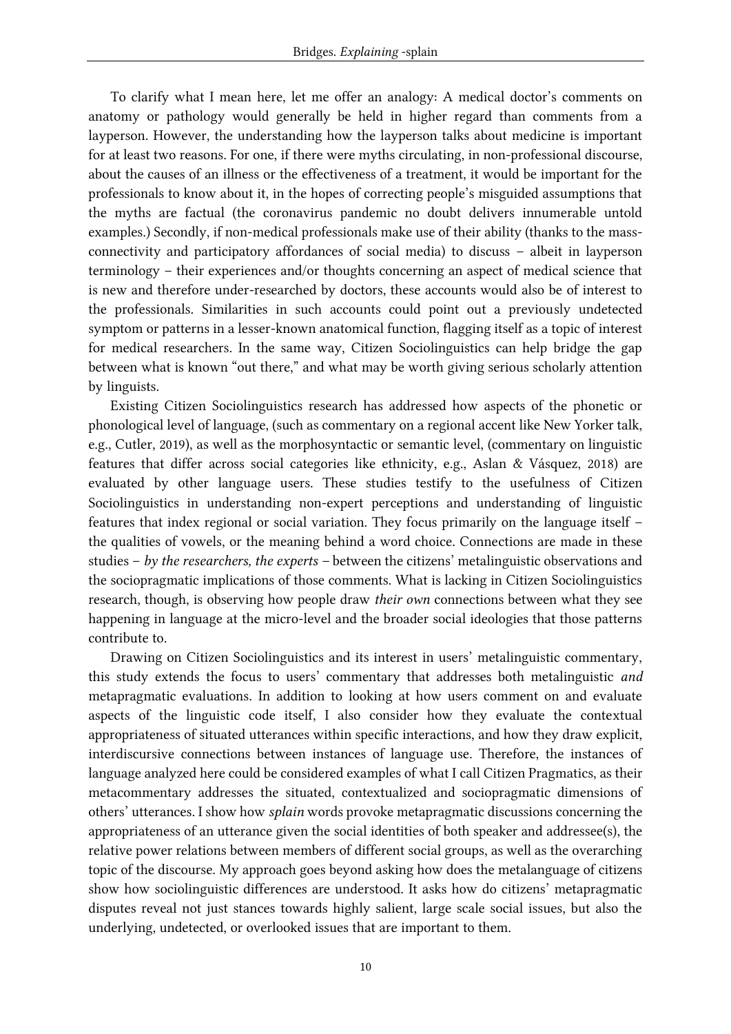To clarify what I mean here, let me offer an analogy: A medical doctor's comments on anatomy or pathology would generally be held in higher regard than comments from a layperson. However, the understanding how the layperson talks about medicine is important for at least two reasons. For one, if there were myths circulating, in non-professional discourse, about the causes of an illness or the effectiveness of a treatment, it would be important for the professionals to know about it, in the hopes of correcting people's misguided assumptions that the myths are factual (the coronavirus pandemic no doubt delivers innumerable untold examples.) Secondly, if non-medical professionals make use of their ability (thanks to the mass-connectivity and participatory affordances of social media) to discuss – albeit in layperson terminology – their experiences and/or thoughts concerning an aspect of medical science that is new and therefore under-researched by doctors, these accounts would also be of interest to the professionals. Similarities in such accounts could point out a previously undetected symptom or patterns in a lesser-known anatomical function, flagging itself as a topic of interest for medical researchers. In the same way, Citizen Sociolinguistics can help bridge the gap between what is known "out there," and what may be worth giving serious scholarly attention by linguists.

Existing Citizen Sociolinguistics research has addressed how aspects of the phonetic or phonological level of language, (such as commentary on a regional accent like New Yorker talk, e.g., Cutler, 2019), as well as the morphosyntactic or semantic level, (commentary on linguistic features that differ across social categories like ethnicity, e.g., Aslan & Vásquez, 2018) are evaluated by other language users. These studies testify to the usefulness of Citizen Sociolinguistics in understanding non-expert perceptions and understanding of linguistic features that index regional or social variation. They focus primarily on the language itself – the qualities of vowels, or the meaning behind a word choice. Connections are made in these studies – *by the researchers, the experts* – between the citizens' metalinguistic observations and the sociopragmatic implications of those comments. What is lacking in Citizen Sociolinguistics research, though, is observing how people draw *their own* connections between what they see happening in language at the micro-level and the broader social ideologies that those patterns contribute to.

Drawing on Citizen Sociolinguistics and its interest in users' metalinguistic commentary, this study extends the focus to users' commentary that addresses both metalinguistic *and* metapragmatic evaluations. In addition to looking at how users comment on and evaluate aspects of the linguistic code itself, I also consider how they evaluate the contextual appropriateness of situated utterances within specific interactions, and how they draw explicit, interdiscursive connections between instances of language use. Therefore, the instances of language analyzed here could be considered examples of what I call Citizen Pragmatics, as their metacommentary addresses the situated, contextualized and sociopragmatic dimensions of others' utterances. I show how *splain* words provoke metapragmatic discussions concerning the appropriateness of an utterance given the social identities of both speaker and addressee(s), the relative power relations between members of different social groups, as well as the overarching topic of the discourse. My approach goes beyond asking how does the metalanguage of citizens show how sociolinguistic differences are understood. It asks how do citizens' metapragmatic disputes reveal not just stances towards highly salient, large scale social issues, but also the underlying, undetected, or overlooked issues that are important to them.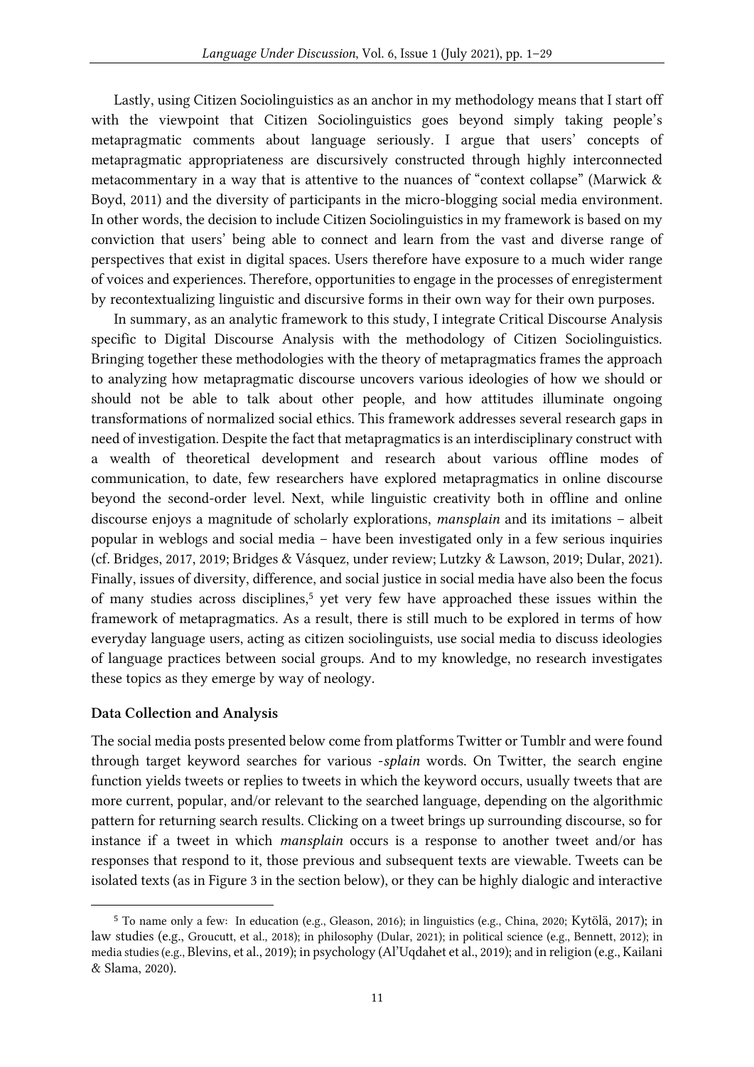Lastly, using Citizen Sociolinguistics as an anchor in my methodology means that I start off with the viewpoint that Citizen Sociolinguistics goes beyond simply taking people's metapragmatic comments about language seriously. I argue that users' concepts of metapragmatic appropriateness are discursively constructed through highly interconnected metacommentary in a way that is attentive to the nuances of "context collapse" (Marwick & Boyd, 2011) and the diversity of participants in the micro-blogging social media environment. In other words, the decision to include Citizen Sociolinguistics in my framework is based on my conviction that users' being able to connect and learn from the vast and diverse range of perspectives that exist in digital spaces. Users therefore have exposure to a much wider range of voices and experiences. Therefore, opportunities to engage in the processes of enregisterment by recontextualizing linguistic and discursive forms in their own way for their own purposes.

In summary, as an analytic framework to this study, I integrate Critical Discourse Analysis specific to Digital Discourse Analysis with the methodology of Citizen Sociolinguistics. Bringing together these methodologies with the theory of metapragmatics frames the approach to analyzing how metapragmatic discourse uncovers various ideologies of how we should or should not be able to talk about other people, and how attitudes illuminate ongoing transformations of normalized social ethics. This framework addresses several research gaps in need of investigation. Despite the fact that metapragmatics is an interdisciplinary construct with a wealth of theoretical development and research about various offline modes of communication, to date, few researchers have explored metapragmatics in online discourse beyond the second-order level. Next, while linguistic creativity both in offline and online discourse enjoys a magnitude of scholarly explorations, *mansplain* and its imitations – albeit popular in weblogs and social media – have been investigated only in a few serious inquiries (cf. Bridges, 2017, 2019; Bridges & Vásquez, under review; Lutzky & Lawson, 2019; Dular, 2021). Finally, issues of diversity, difference, and social justice in social media have also been the focus of many studies across disciplines,[5] yet very few have approached these issues within the framework of metapragmatics. As a result, there is still much to be explored in terms of how everyday language users, acting as citizen sociolinguists, use social media to discuss ideologies of language practices between social groups. And to my knowledge, no research investigates these topics as they emerge by way of neology.

## Data Collection and Analysis

The social media posts presented below come from platforms Twitter or Tumblr and were found through target keyword searches for various *-splain* words. On Twitter, the search engine function yields tweets or replies to tweets in which the keyword occurs, usually tweets that are more current, popular, and/or relevant to the searched language, depending on the algorithmic pattern for returning search results. Clicking on a tweet brings up surrounding discourse, so for instance if a tweet in which *mansplain* occurs is a response to another tweet and/or has responses that respond to it, those previous and subsequent texts are viewable. Tweets can be isolated texts (as in Figure 3 in the section below), or they can be highly dialogic and interactive

---

[5] To name only a few: In education (e.g., Gleason, 2016); in linguistics (e.g., China, 2020; Kytölä, 2017); in law studies (e.g., Groucutt, et al., 2018); in philosophy (Dular, 2021); in political science (e.g., Bennett, 2012); in media studies (e.g., Blevins, et al., 2019); in psychology (Al'Uqdahet et al., 2019); and in religion (e.g., Kailani & Slama, 2020).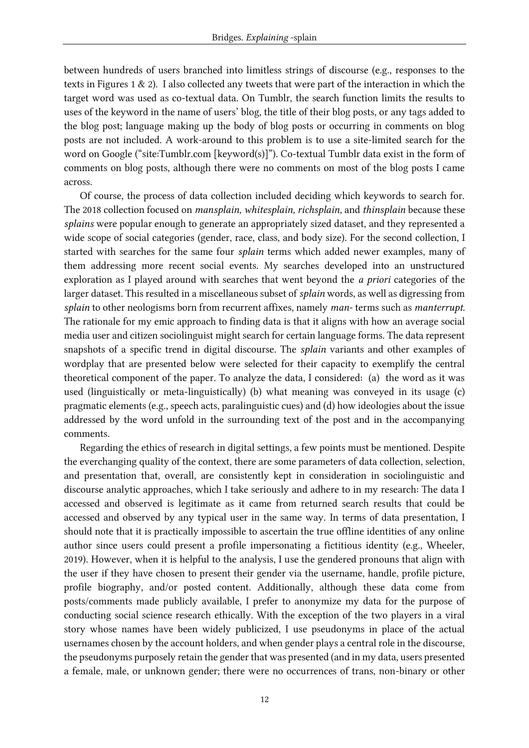between hundreds of users branched into limitless strings of discourse (e.g., responses to the texts in Figures 1 & 2). I also collected any tweets that were part of the interaction in which the target word was used as co-textual data. On Tumblr, the search function limits the results to uses of the keyword in the name of users' blog, the title of their blog posts, or any tags added to the blog post; language making up the body of blog posts or occurring in comments on blog posts are not included. A work-around to this problem is to use a site-limited search for the word on Google ("site:Tumblr.com [keyword(s)]"). Co-textual Tumblr data exist in the form of comments on blog posts, although there were no comments on most of the blog posts I came across.

Of course, the process of data collection included deciding which keywords to search for. The 2018 collection focused on *mansplain, whitesplain, richsplain,* and *thinsplain* because these *splains* were popular enough to generate an appropriately sized dataset, and they represented a wide scope of social categories (gender, race, class, and body size). For the second collection, I started with searches for the same four *splain* terms which added newer examples, many of them addressing more recent social events. My searches developed into an unstructured exploration as I played around with searches that went beyond the *a priori* categories of the larger dataset. This resulted in a miscellaneous subset of *splain* words, as well as digressing from *splain* to other neologisms born from recurrent affixes, namely *man-* terms such as *manterrupt.* The rationale for my emic approach to finding data is that it aligns with how an average social media user and citizen sociolinguist might search for certain language forms. The data represent snapshots of a specific trend in digital discourse. The *splain* variants and other examples of wordplay that are presented below were selected for their capacity to exemplify the central theoretical component of the paper. To analyze the data, I considered: (a) the word as it was used (linguistically or meta-linguistically) (b) what meaning was conveyed in its usage (c) pragmatic elements (e.g., speech acts, paralinguistic cues) and (d) how ideologies about the issue addressed by the word unfold in the surrounding text of the post and in the accompanying comments.

Regarding the ethics of research in digital settings, a few points must be mentioned. Despite the everchanging quality of the context, there are some parameters of data collection, selection, and presentation that, overall, are consistently kept in consideration in sociolinguistic and discourse analytic approaches, which I take seriously and adhere to in my research: The data I accessed and observed is legitimate as it came from returned search results that could be accessed and observed by any typical user in the same way. In terms of data presentation, I should note that it is practically impossible to ascertain the true offline identities of any online author since users could present a profile impersonating a fictitious identity (e.g., Wheeler, 2019). However, when it is helpful to the analysis, I use the gendered pronouns that align with the user if they have chosen to present their gender via the username, handle, profile picture, profile biography, and/or posted content. Additionally, although these data come from posts/comments made publicly available, I prefer to anonymize my data for the purpose of conducting social science research ethically. With the exception of the two players in a viral story whose names have been widely publicized, I use pseudonyms in place of the actual usernames chosen by the account holders, and when gender plays a central role in the discourse, the pseudonyms purposely retain the gender that was presented (and in my data, users presented a female, male, or unknown gender; there were no occurrences of trans, non-binary or other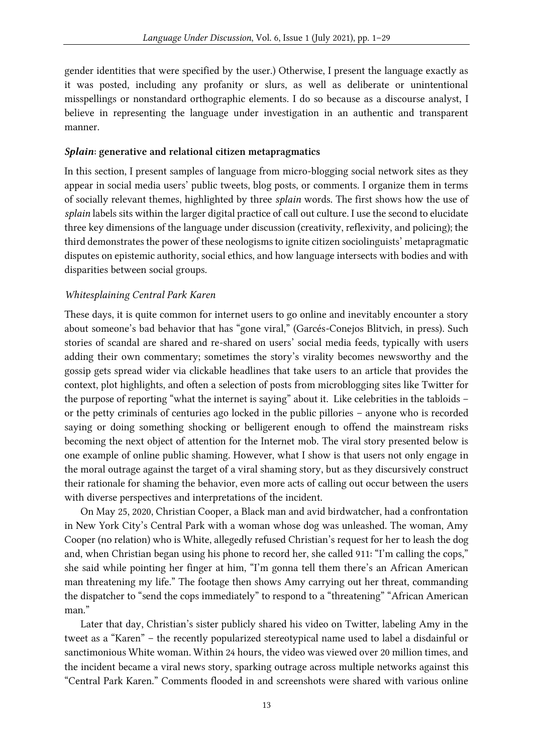gender identities that were specified by the user.) Otherwise, I present the language exactly as it was posted, including any profanity or slurs, as well as deliberate or unintentional misspellings or nonstandard orthographic elements. I do so because as a discourse analyst, I believe in representing the language under investigation in an authentic and transparent manner.

### ***Splain*: generative and relational citizen metapragmatics**

In this section, I present samples of language from micro-blogging social network sites as they appear in social media users' public tweets, blog posts, or comments. I organize them in terms of socially relevant themes, highlighted by three *splain* words. The first shows how the use of *splain* labels sits within the larger digital practice of call out culture. I use the second to elucidate three key dimensions of the language under discussion (creativity, reflexivity, and policing); the third demonstrates the power of these neologisms to ignite citizen sociolinguists' metapragmatic disputes on epistemic authority, social ethics, and how language intersects with bodies and with disparities between social groups.

#### *Whitesplaining Central Park Karen*

These days, it is quite common for internet users to go online and inevitably encounter a story about someone's bad behavior that has "gone viral," (Garcés-Conejos Blitvich, in press). Such stories of scandal are shared and re-shared on users' social media feeds, typically with users adding their own commentary; sometimes the story's virality becomes newsworthy and the gossip gets spread wider via clickable headlines that take users to an article that provides the context, plot highlights, and often a selection of posts from microblogging sites like Twitter for the purpose of reporting "what the internet is saying" about it. Like celebrities in the tabloids – or the petty criminals of centuries ago locked in the public pillories – anyone who is recorded saying or doing something shocking or belligerent enough to offend the mainstream risks becoming the next object of attention for the Internet mob. The viral story presented below is one example of online public shaming. However, what I show is that users not only engage in the moral outrage against the target of a viral shaming story, but as they discursively construct their rationale for shaming the behavior, even more acts of calling out occur between the users with diverse perspectives and interpretations of the incident.

On May 25, 2020, Christian Cooper, a Black man and avid birdwatcher, had a confrontation in New York City's Central Park with a woman whose dog was unleashed. The woman, Amy Cooper (no relation) who is White, allegedly refused Christian's request for her to leash the dog and, when Christian began using his phone to record her, she called 911: "I'm calling the cops," she said while pointing her finger at him, "I'm gonna tell them there's an African American man threatening my life." The footage then shows Amy carrying out her threat, commanding the dispatcher to "send the cops immediately" to respond to a "threatening" "African American man."

Later that day, Christian's sister publicly shared his video on Twitter, labeling Amy in the tweet as a "Karen" – the recently popularized stereotypical name used to label a disdainful or sanctimonious White woman. Within 24 hours, the video was viewed over 20 million times, and the incident became a viral news story, sparking outrage across multiple networks against this "Central Park Karen." Comments flooded in and screenshots were shared with various online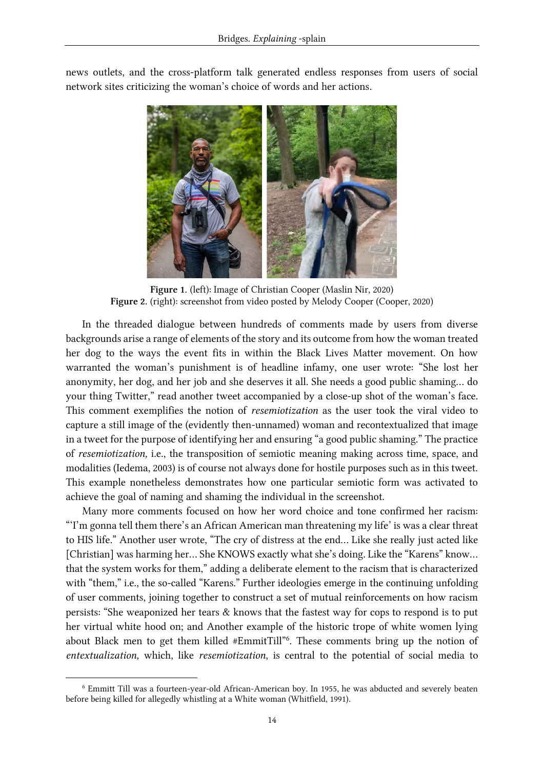news outlets, and the cross-platform talk generated endless responses from users of social network sites criticizing the woman's choice of words and her actions.

**Figure 1.** (left): Image of Christian Cooper (Maslin Nir, 2020)
**Figure 2.** (right): screenshot from video posted by Melody Cooper (Cooper, 2020)

In the threaded dialogue between hundreds of comments made by users from diverse backgrounds arise a range of elements of the story and its outcome from how the woman treated her dog to the ways the event fits in within the Black Lives Matter movement. On how warranted the woman's punishment is of headline infamy, one user wrote: "She lost her anonymity, her dog, and her job and she deserves it all. She needs a good public shaming… do your thing Twitter," read another tweet accompanied by a close-up shot of the woman's face. This comment exemplifies the notion of *resemiotization* as the user took the viral video to capture a still image of the (evidently then-unnamed) woman and recontextualized that image in a tweet for the purpose of identifying her and ensuring "a good public shaming." The practice of *resemiotization,* i.e., the transposition of semiotic meaning making across time, space, and modalities (Iedema, 2003) is of course not always done for hostile purposes such as in this tweet. This example nonetheless demonstrates how one particular semiotic form was activated to achieve the goal of naming and shaming the individual in the screenshot.

Many more comments focused on how her word choice and tone confirmed her racism: "'I'm gonna tell them there's an African American man threatening my life' is was a clear threat to HIS life." Another user wrote, "The cry of distress at the end… Like she really just acted like [Christian] was harming her… She KNOWS exactly what she's doing. Like the "Karens" know… that the system works for them," adding a deliberate element to the racism that is characterized with "them," i.e., the so-called "Karens." Further ideologies emerge in the continuing unfolding of user comments, joining together to construct a set of mutual reinforcements on how racism persists: "She weaponized her tears & knows that the fastest way for cops to respond is to put her virtual white hood on; and Another example of the historic trope of white women lying about Black men to get them killed #EmmitTill"[6]. These comments bring up the notion of *entextualization,* which, like *resemiotization*, is central to the potential of social media to

[6] Emmitt Till was a fourteen-year-old African-American boy. In 1955, he was abducted and severely beaten before being killed for allegedly whistling at a White woman (Whitfield, 1991).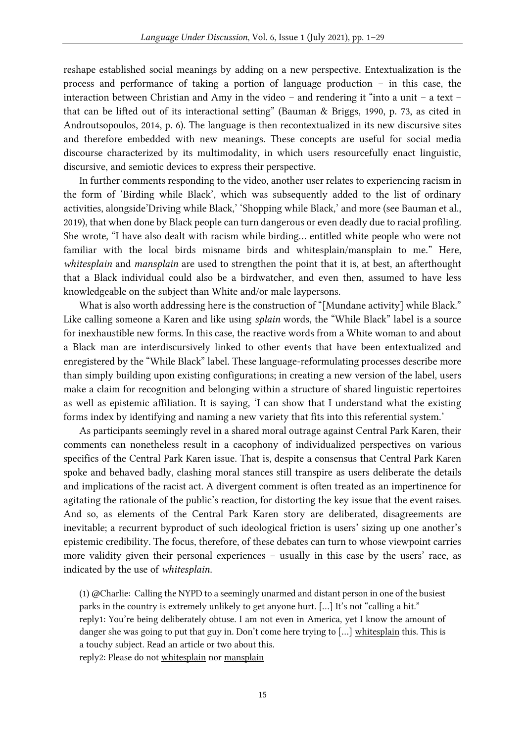reshape established social meanings by adding on a new perspective. Entextualization is the process and performance of taking a portion of language production – in this case, the interaction between Christian and Amy in the video – and rendering it "into a unit – a text – that can be lifted out of its interactional setting" (Bauman & Briggs, 1990, p. 73, as cited in Androutsopoulos, 2014, p. 6). The language is then recontextualized in its new discursive sites and therefore embedded with new meanings. These concepts are useful for social media discourse characterized by its multimodality, in which users resourcefully enact linguistic, discursive, and semiotic devices to express their perspective.

In further comments responding to the video, another user relates to experiencing racism in the form of 'Birding while Black', which was subsequently added to the list of ordinary activities, alongside'Driving while Black,' 'Shopping while Black,' and more (see Bauman et al., 2019), that when done by Black people can turn dangerous or even deadly due to racial profiling. She wrote, "I have also dealt with racism while birding… entitled white people who were not familiar with the local birds misname birds and whitesplain/mansplain to me." Here, *whitesplain* and *mansplain* are used to strengthen the point that it is, at best, an afterthought that a Black individual could also be a birdwatcher, and even then, assumed to have less knowledgeable on the subject than White and/or male laypersons.

What is also worth addressing here is the construction of "[Mundane activity] while Black." Like calling someone a Karen and like using *splain* words, the "While Black" label is a source for inexhaustible new forms. In this case, the reactive words from a White woman to and about a Black man are interdiscursively linked to other events that have been entextualized and enregistered by the "While Black" label. These language-reformulating processes describe more than simply building upon existing configurations; in creating a new version of the label, users make a claim for recognition and belonging within a structure of shared linguistic repertoires as well as epistemic affiliation. It is saying, 'I can show that I understand what the existing forms index by identifying and naming a new variety that fits into this referential system.'

As participants seemingly revel in a shared moral outrage against Central Park Karen, their comments can nonetheless result in a cacophony of individualized perspectives on various specifics of the Central Park Karen issue. That is, despite a consensus that Central Park Karen spoke and behaved badly, clashing moral stances still transpire as users deliberate the details and implications of the racist act. A divergent comment is often treated as an impertinence for agitating the rationale of the public's reaction, for distorting the key issue that the event raises. And so, as elements of the Central Park Karen story are deliberated, disagreements are inevitable; a recurrent byproduct of such ideological friction is users' sizing up one another's epistemic credibility. The focus, therefore, of these debates can turn to whose viewpoint carries more validity given their personal experiences – usually in this case by the users' race, as indicated by the use of *whitesplain*.

(1) @Charlie: Calling the NYPD to a seemingly unarmed and distant person in one of the busiest parks in the country is extremely unlikely to get anyone hurt. […] It's not "calling a hit."
reply1: You're being deliberately obtuse. I am not even in America, yet I know the amount of danger she was going to put that guy in. Don't come here trying to […] whitesplain this. This is a touchy subject. Read an article or two about this.
reply2: Please do not whitesplain nor mansplain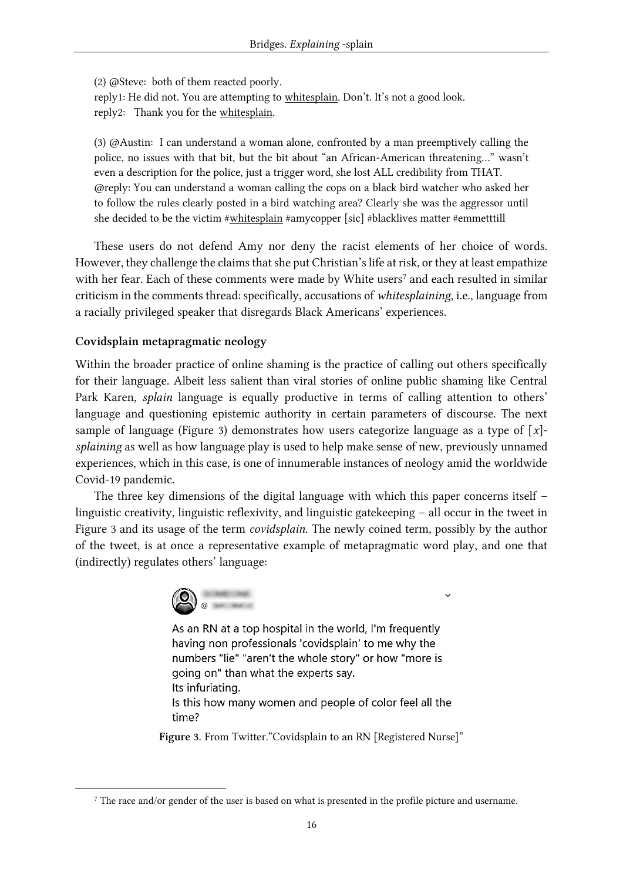(2) @Steve: both of them reacted poorly.
reply1: He did not. You are attempting to whitesplain. Don't. It's not a good look.
reply2: Thank you for the whitesplain.

(3) @Austin: I can understand a woman alone, confronted by a man preemptively calling the police, no issues with that bit, but the bit about "an African-American threatening…" wasn't even a description for the police, just a trigger word, she lost ALL credibility from THAT.
@reply: You can understand a woman calling the cops on a black bird watcher who asked her to follow the rules clearly posted in a bird watching area? Clearly she was the aggressor until she decided to be the victim #whitesplain #amycopper [sic] #blacklives matter #emmetttill

These users do not defend Amy nor deny the racist elements of her choice of words. However, they challenge the claims that she put Christian's life at risk, or they at least empathize with her fear. Each of these comments were made by White users[7] and each resulted in similar criticism in the comments thread: specifically, accusations of *whitesplaining*, i.e., language from a racially privileged speaker that disregards Black Americans' experiences.

### Covidsplain metapragmatic neology

Within the broader practice of online shaming is the practice of calling out others specifically for their language. Albeit less salient than viral stories of online public shaming like Central Park Karen, *splain* language is equally productive in terms of calling attention to others' language and questioning epistemic authority in certain parameters of discourse. The next sample of language (Figure 3) demonstrates how users categorize language as a type of [*x*]-*splaining* as well as how language play is used to help make sense of new, previously unnamed experiences, which in this case, is one of innumerable instances of neology amid the worldwide Covid-19 pandemic.

The three key dimensions of the digital language with which this paper concerns itself – linguistic creativity, linguistic reflexivity, and linguistic gatekeeping – all occur in the tweet in Figure 3 and its usage of the term *covidsplain*. The newly coined term, possibly by the author of the tweet, is at once a representative example of metapragmatic word play, and one that (indirectly) regulates others' language:

As an RN at a top hospital in the world, I'm frequently having non professionals 'covidsplain' to me why the numbers "lie" "aren't the whole story" or how "more is going on" than what the experts say.
Its infuriating.
Is this how many women and people of color feel all the time?

**Figure 3**. From Twitter."Covidsplain to an RN [Registered Nurse]"

[7] The race and/or gender of the user is based on what is presented in the profile picture and username.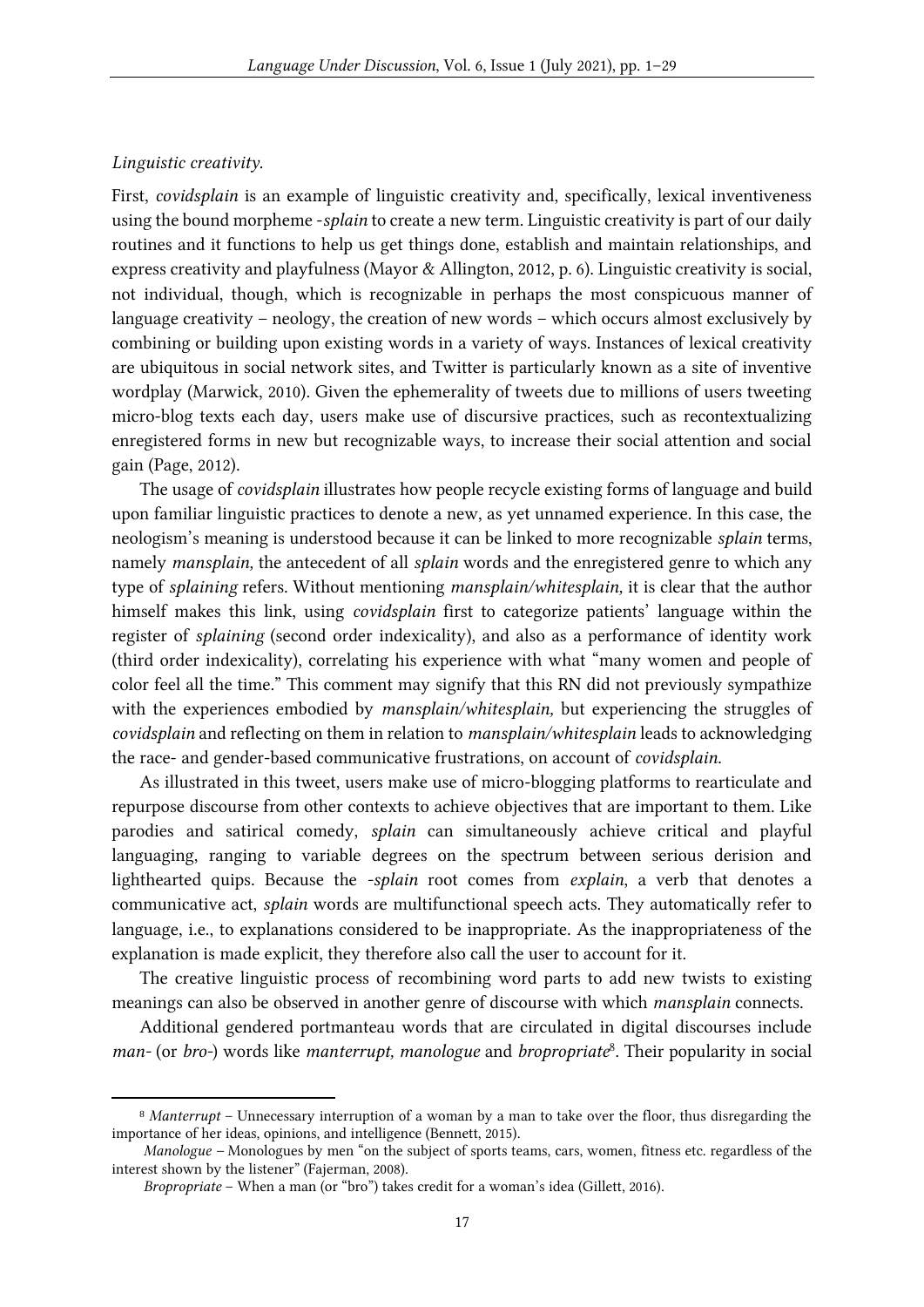*Linguistic creativity.*

First, *covidsplain* is an example of linguistic creativity and, specifically, lexical inventiveness using the bound morpheme -*splain* to create a new term. Linguistic creativity is part of our daily routines and it functions to help us get things done, establish and maintain relationships, and express creativity and playfulness (Mayor & Allington, 2012, p. 6). Linguistic creativity is social, not individual, though, which is recognizable in perhaps the most conspicuous manner of language creativity – neology, the creation of new words – which occurs almost exclusively by combining or building upon existing words in a variety of ways. Instances of lexical creativity are ubiquitous in social network sites, and Twitter is particularly known as a site of inventive wordplay (Marwick, 2010). Given the ephemerality of tweets due to millions of users tweeting micro-blog texts each day, users make use of discursive practices, such as recontextualizing enregistered forms in new but recognizable ways, to increase their social attention and social gain (Page, 2012).

The usage of *covidsplain* illustrates how people recycle existing forms of language and build upon familiar linguistic practices to denote a new, as yet unnamed experience. In this case, the neologism's meaning is understood because it can be linked to more recognizable *splain* terms, namely *mansplain,* the antecedent of all *splain* words and the enregistered genre to which any type of *splaining* refers. Without mentioning *mansplain/whitesplain,* it is clear that the author himself makes this link, using *covidsplain* first to categorize patients' language within the register of *splaining* (second order indexicality), and also as a performance of identity work (third order indexicality), correlating his experience with what "many women and people of color feel all the time." This comment may signify that this RN did not previously sympathize with the experiences embodied by *mansplain/whitesplain,* but experiencing the struggles of *covidsplain* and reflecting on them in relation to *mansplain/whitesplain* leads to acknowledging the race- and gender-based communicative frustrations, on account of *covidsplain.*

As illustrated in this tweet, users make use of micro-blogging platforms to rearticulate and repurpose discourse from other contexts to achieve objectives that are important to them. Like parodies and satirical comedy, *splain* can simultaneously achieve critical and playful languaging, ranging to variable degrees on the spectrum between serious derision and lighthearted quips. Because the -*splain* root comes from *explain*, a verb that denotes a communicative act, *splain* words are multifunctional speech acts. They automatically refer to language, i.e., to explanations considered to be inappropriate. As the inappropriateness of the explanation is made explicit, they therefore also call the user to account for it.

The creative linguistic process of recombining word parts to add new twists to existing meanings can also be observed in another genre of discourse with which *mansplain* connects.

Additional gendered portmanteau words that are circulated in digital discourses include *man-* (or *bro-*) words like *manterrupt, manologue* and *bropropriate*[8]. Their popularity in social

---

[8] *Manterrupt* – Unnecessary interruption of a woman by a man to take over the floor, thus disregarding the importance of her ideas, opinions, and intelligence (Bennett, 2015).

*Manologue* – Monologues by men "on the subject of sports teams, cars, women, fitness etc. regardless of the interest shown by the listener" (Fajerman, 2008).

*Bropropriate* – When a man (or "bro") takes credit for a woman's idea (Gillett, 2016).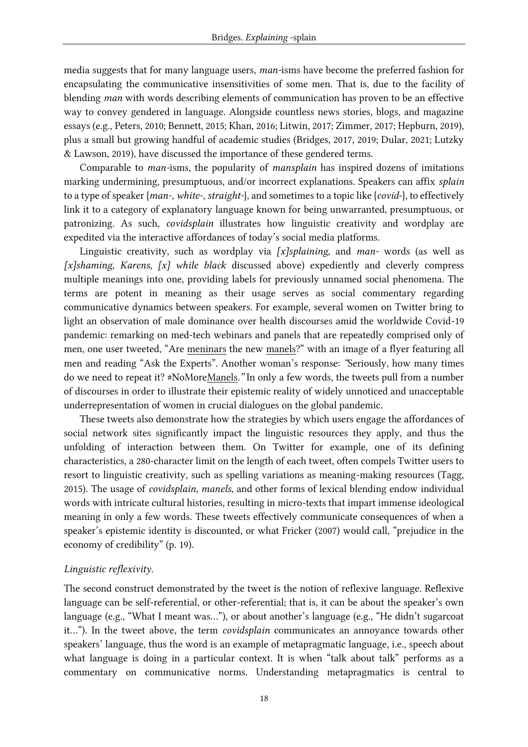media suggests that for many language users, *man*-isms have become the preferred fashion for encapsulating the communicative insensitivities of some men. That is, due to the facility of blending *man* with words describing elements of communication has proven to be an effective way to convey gendered in language. Alongside countless news stories, blogs, and magazine essays (e.g., Peters, 2010; Bennett, 2015; Khan, 2016; Litwin, 2017; Zimmer, 2017; Hepburn, 2019), plus a small but growing handful of academic studies (Bridges, 2017, 2019; Dular, 2021; Lutzky & Lawson, 2019), have discussed the importance of these gendered terms.

Comparable to *man*-isms, the popularity of *mansplain* has inspired dozens of imitations marking undermining, presumptuous, and/or incorrect explanations. Speakers can affix *splain* to a type of speaker {*man-, white-, straight-*}, and sometimes to a topic like {*covid-*}, to effectively link it to a category of explanatory language known for being unwarranted, presumptuous, or patronizing. As such, *covidsplain* illustrates how linguistic creativity and wordplay are expedited via the interactive affordances of today's social media platforms.

Linguistic creativity, such as wordplay via *[x]splaining,* and *man-* words (as well as *[x]shaming, Karens, [x] while black* discussed above) expediently and cleverly compress multiple meanings into one, providing labels for previously unnamed social phenomena. The terms are potent in meaning as their usage serves as social commentary regarding communicative dynamics between speakers. For example, several women on Twitter bring to light an observation of male dominance over health discourses amid the worldwide Covid-19 pandemic: remarking on med-tech webinars and panels that are repeatedly comprised only of men, one user tweeted, "Are <u>meninars</u> the new <u>manels</u>?" with an image of a flyer featuring all men and reading "Ask the Experts". Another woman's response: *"*Seriously, how many times do we need to repeat it? #NoMore<u>Manels</u>.*"* In only a few words, the tweets pull from a number of discourses in order to illustrate their epistemic reality of widely unnoticed and unacceptable underrepresentation of women in crucial dialogues on the global pandemic.

These tweets also demonstrate how the strategies by which users engage the affordances of social network sites significantly impact the linguistic resources they apply, and thus the unfolding of interaction between them. On Twitter for example, one of its defining characteristics, a 280-character limit on the length of each tweet, often compels Twitter users to resort to linguistic creativity, such as spelling variations as meaning-making resources (Tagg, 2015). The usage of *covidsplain, manels,* and other forms of lexical blending endow individual words with intricate cultural histories, resulting in micro-texts that impart immense ideological meaning in only a few words. These tweets effectively communicate consequences of when a speaker's epistemic identity is discounted, or what Fricker (2007) would call, "prejudice in the economy of credibility" (p. 19).

*Linguistic reflexivity.*

The second construct demonstrated by the tweet is the notion of reflexive language. Reflexive language can be self-referential, or other-referential; that is, it can be about the speaker's own language (e.g., "What I meant was…"), or about another's language (e.g., "He didn't sugarcoat it…"). In the tweet above, the term *covidsplain* communicates an annoyance towards other speakers' language, thus the word is an example of metapragmatic language, i.e., speech about what language is doing in a particular context. It is when "talk about talk" performs as a commentary on communicative norms. Understanding metapragmatics is central to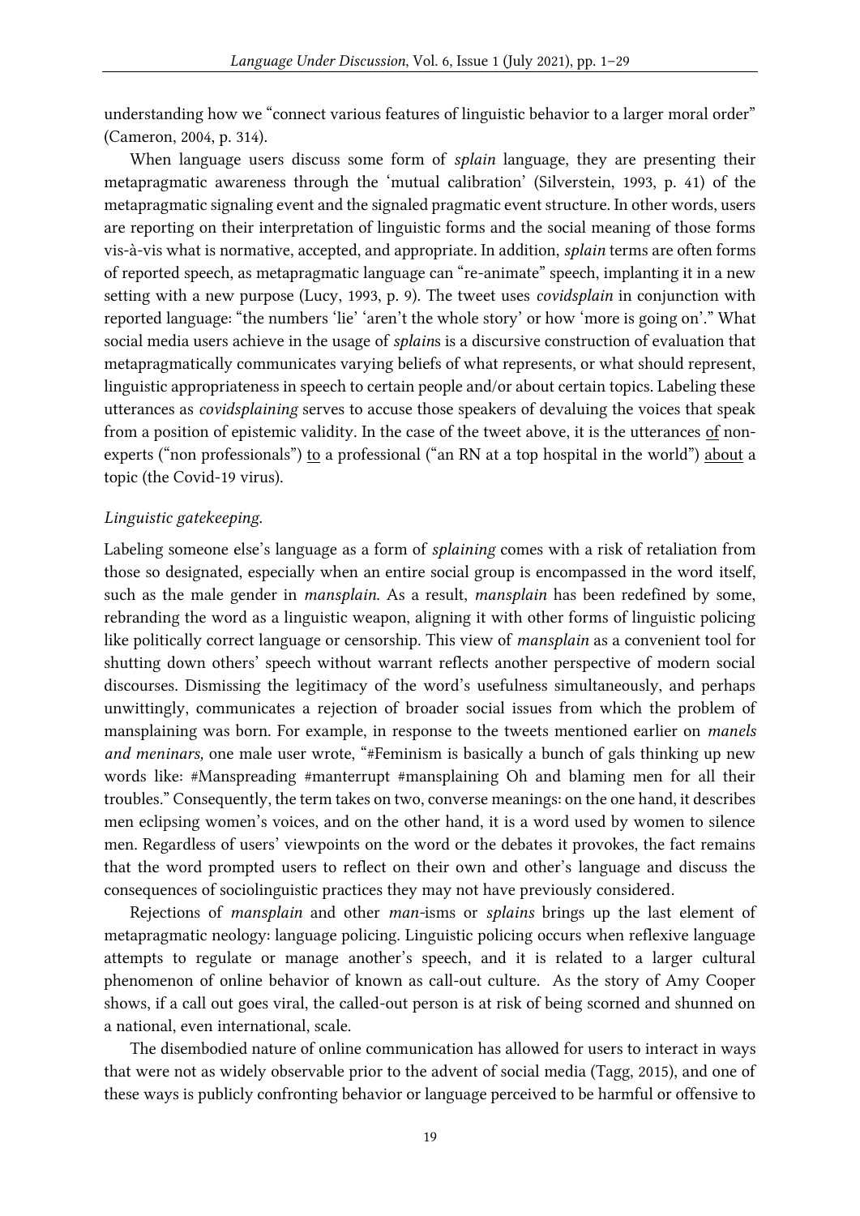understanding how we "connect various features of linguistic behavior to a larger moral order" (Cameron, 2004, p. 314).

When language users discuss some form of *splain* language, they are presenting their metapragmatic awareness through the 'mutual calibration' (Silverstein, 1993, p. 41) of the metapragmatic signaling event and the signaled pragmatic event structure. In other words, users are reporting on their interpretation of linguistic forms and the social meaning of those forms vis-à-vis what is normative, accepted, and appropriate. In addition, *splain* terms are often forms of reported speech, as metapragmatic language can "re-animate" speech, implanting it in a new setting with a new purpose (Lucy, 1993, p. 9). The tweet uses *covidsplain* in conjunction with reported language: "the numbers 'lie' 'aren't the whole story' or how 'more is going on'." What social media users achieve in the usage of *splain*s is a discursive construction of evaluation that metapragmatically communicates varying beliefs of what represents, or what should represent, linguistic appropriateness in speech to certain people and/or about certain topics. Labeling these utterances as *covidsplaining* serves to accuse those speakers of devaluing the voices that speak from a position of epistemic validity. In the case of the tweet above, it is the utterances of non-experts ("non professionals") to a professional ("an RN at a top hospital in the world") about a topic (the Covid-19 virus).

*Linguistic gatekeeping.*

Labeling someone else's language as a form of *splaining* comes with a risk of retaliation from those so designated, especially when an entire social group is encompassed in the word itself, such as the male gender in *mansplain*. As a result, *mansplain* has been redefined by some, rebranding the word as a linguistic weapon, aligning it with other forms of linguistic policing like politically correct language or censorship. This view of *mansplain* as a convenient tool for shutting down others' speech without warrant reflects another perspective of modern social discourses. Dismissing the legitimacy of the word's usefulness simultaneously, and perhaps unwittingly, communicates a rejection of broader social issues from which the problem of mansplaining was born. For example, in response to the tweets mentioned earlier on *manels and meninars,* one male user wrote, "#Feminism is basically a bunch of gals thinking up new words like: #Manspreading #manterrupt #mansplaining Oh and blaming men for all their troubles." Consequently, the term takes on two, converse meanings: on the one hand, it describes men eclipsing women's voices, and on the other hand, it is a word used by women to silence men. Regardless of users' viewpoints on the word or the debates it provokes, the fact remains that the word prompted users to reflect on their own and other's language and discuss the consequences of sociolinguistic practices they may not have previously considered.

Rejections of *mansplain* and other *man*-isms or *splains* brings up the last element of metapragmatic neology: language policing. Linguistic policing occurs when reflexive language attempts to regulate or manage another's speech, and it is related to a larger cultural phenomenon of online behavior of known as call-out culture. As the story of Amy Cooper shows, if a call out goes viral, the called-out person is at risk of being scorned and shunned on a national, even international, scale.

The disembodied nature of online communication has allowed for users to interact in ways that were not as widely observable prior to the advent of social media (Tagg, 2015), and one of these ways is publicly confronting behavior or language perceived to be harmful or offensive to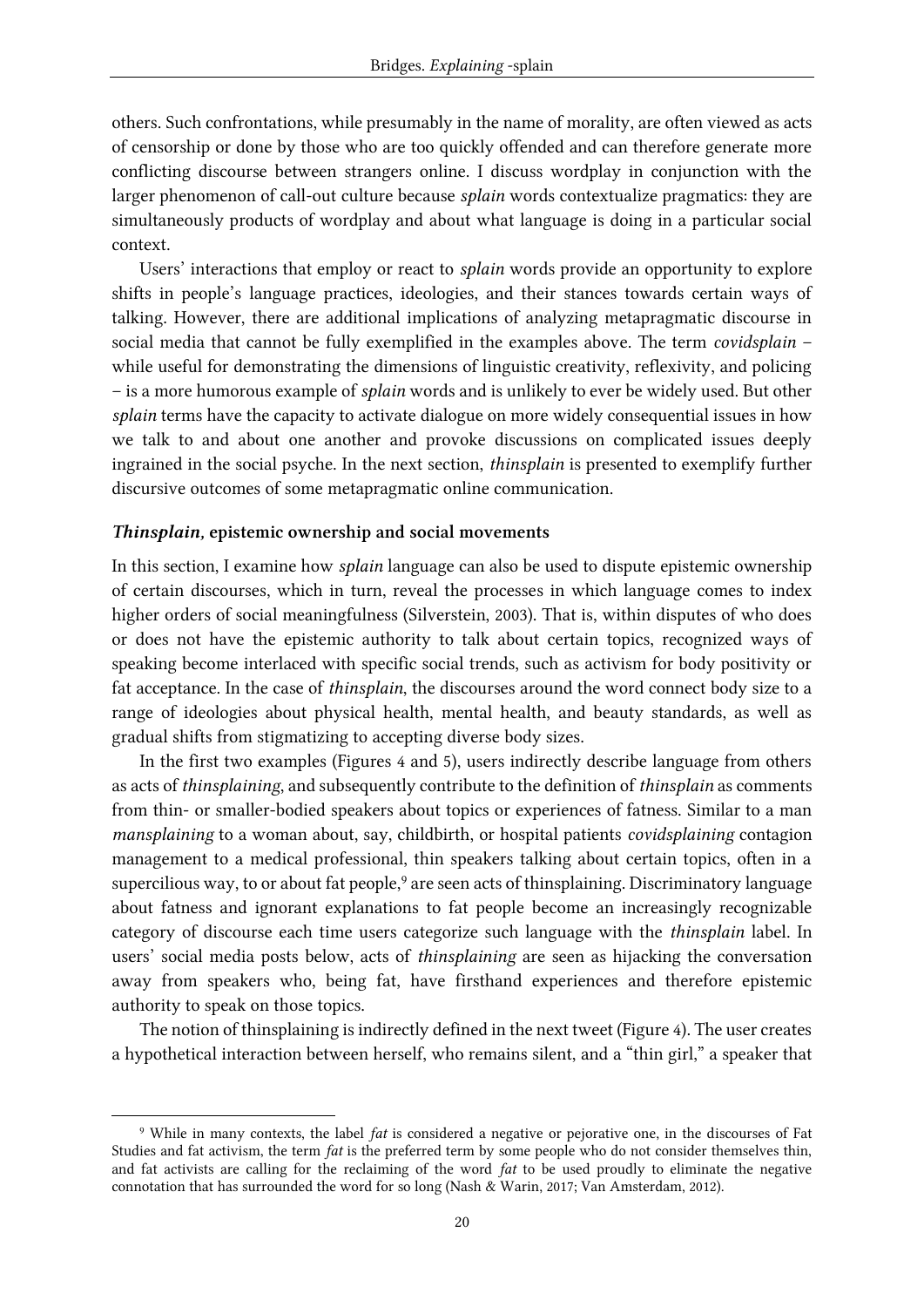others. Such confrontations, while presumably in the name of morality, are often viewed as acts of censorship or done by those who are too quickly offended and can therefore generate more conflicting discourse between strangers online. I discuss wordplay in conjunction with the larger phenomenon of call-out culture because *splain* words contextualize pragmatics: they are simultaneously products of wordplay and about what language is doing in a particular social context.

Users' interactions that employ or react to *splain* words provide an opportunity to explore shifts in people's language practices, ideologies, and their stances towards certain ways of talking. However, there are additional implications of analyzing metapragmatic discourse in social media that cannot be fully exemplified in the examples above. The term *covidsplain* – while useful for demonstrating the dimensions of linguistic creativity, reflexivity, and policing – is a more humorous example of *splain* words and is unlikely to ever be widely used. But other *splain* terms have the capacity to activate dialogue on more widely consequential issues in how we talk to and about one another and provoke discussions on complicated issues deeply ingrained in the social psyche. In the next section, *thinsplain* is presented to exemplify further discursive outcomes of some metapragmatic online communication.

### *Thinsplain*, epistemic ownership and social movements

In this section, I examine how *splain* language can also be used to dispute epistemic ownership of certain discourses, which in turn, reveal the processes in which language comes to index higher orders of social meaningfulness (Silverstein, 2003). That is, within disputes of who does or does not have the epistemic authority to talk about certain topics, recognized ways of speaking become interlaced with specific social trends, such as activism for body positivity or fat acceptance. In the case of *thinsplain*, the discourses around the word connect body size to a range of ideologies about physical health, mental health, and beauty standards, as well as gradual shifts from stigmatizing to accepting diverse body sizes.

In the first two examples (Figures 4 and 5), users indirectly describe language from others as acts of *thinsplaining*, and subsequently contribute to the definition of *thinsplain* as comments from thin- or smaller-bodied speakers about topics or experiences of fatness. Similar to a man *mansplaining* to a woman about, say, childbirth, or hospital patients *covidsplaining* contagion management to a medical professional, thin speakers talking about certain topics, often in a supercilious way, to or about fat people,[9] are seen acts of thinsplaining. Discriminatory language about fatness and ignorant explanations to fat people become an increasingly recognizable category of discourse each time users categorize such language with the *thinsplain* label. In users' social media posts below, acts of *thinsplaining* are seen as hijacking the conversation away from speakers who, being fat, have firsthand experiences and therefore epistemic authority to speak on those topics.

The notion of thinsplaining is indirectly defined in the next tweet (Figure 4). The user creates a hypothetical interaction between herself, who remains silent, and a "thin girl," a speaker that

[9] While in many contexts, the label *fat* is considered a negative or pejorative one, in the discourses of Fat Studies and fat activism, the term *fat* is the preferred term by some people who do not consider themselves thin, and fat activists are calling for the reclaiming of the word *fat* to be used proudly to eliminate the negative connotation that has surrounded the word for so long (Nash & Warin, 2017; Van Amsterdam, 2012).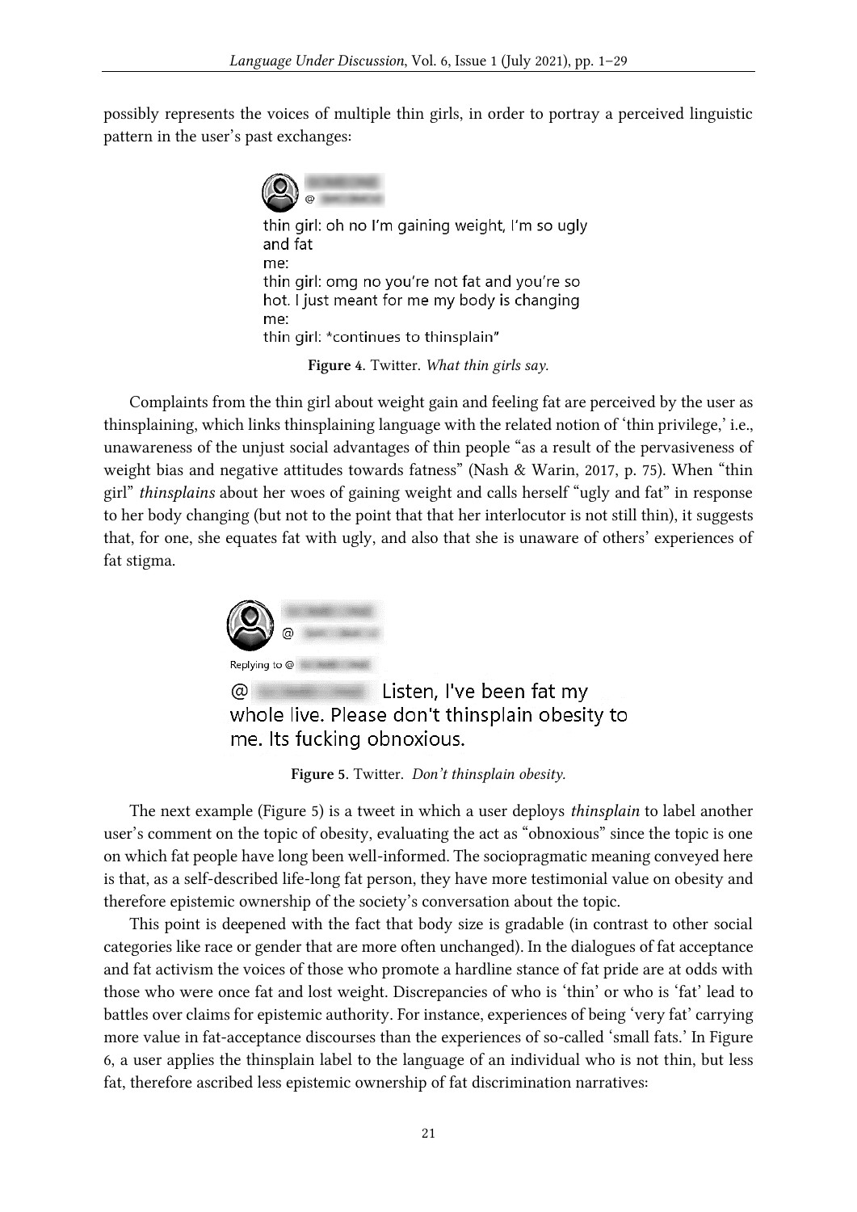possibly represents the voices of multiple thin girls, in order to portray a perceived linguistic pattern in the user's past exchanges:

thin girl: oh no I'm gaining weight, I'm so ugly and fat
me:
thin girl: omg no you're not fat and you're so hot. I just meant for me my body is changing
me:
thin girl: *continues to thinsplain*

**Figure 4.** Twitter. *What thin girls say.*

Complaints from the thin girl about weight gain and feeling fat are perceived by the user as thinsplaining, which links thinsplaining language with the related notion of 'thin privilege,' i.e., unawareness of the unjust social advantages of thin people "as a result of the pervasiveness of weight bias and negative attitudes towards fatness" (Nash & Warin, 2017, p. 75). When "thin girl" *thinsplains* about her woes of gaining weight and calls herself "ugly and fat" in response to her body changing (but not to the point that that her interlocutor is not still thin), it suggests that, for one, she equates fat with ugly, and also that she is unaware of others' experiences of fat stigma.

Replying to @

@ Listen, I've been fat my whole live. Please don't thinsplain obesity to me. Its fucking obnoxious.

**Figure 5.** Twitter. *Don't thinsplain obesity.*

The next example (Figure 5) is a tweet in which a user deploys *thinsplain* to label another user's comment on the topic of obesity, evaluating the act as "obnoxious" since the topic is one on which fat people have long been well-informed. The sociopragmatic meaning conveyed here is that, as a self-described life-long fat person, they have more testimonial value on obesity and therefore epistemic ownership of the society's conversation about the topic.

This point is deepened with the fact that body size is gradable (in contrast to other social categories like race or gender that are more often unchanged). In the dialogues of fat acceptance and fat activism the voices of those who promote a hardline stance of fat pride are at odds with those who were once fat and lost weight. Discrepancies of who is 'thin' or who is 'fat' lead to battles over claims for epistemic authority. For instance, experiences of being 'very fat' carrying more value in fat-acceptance discourses than the experiences of so-called 'small fats.' In Figure 6, a user applies the thinsplain label to the language of an individual who is not thin, but less fat, therefore ascribed less epistemic ownership of fat discrimination narratives: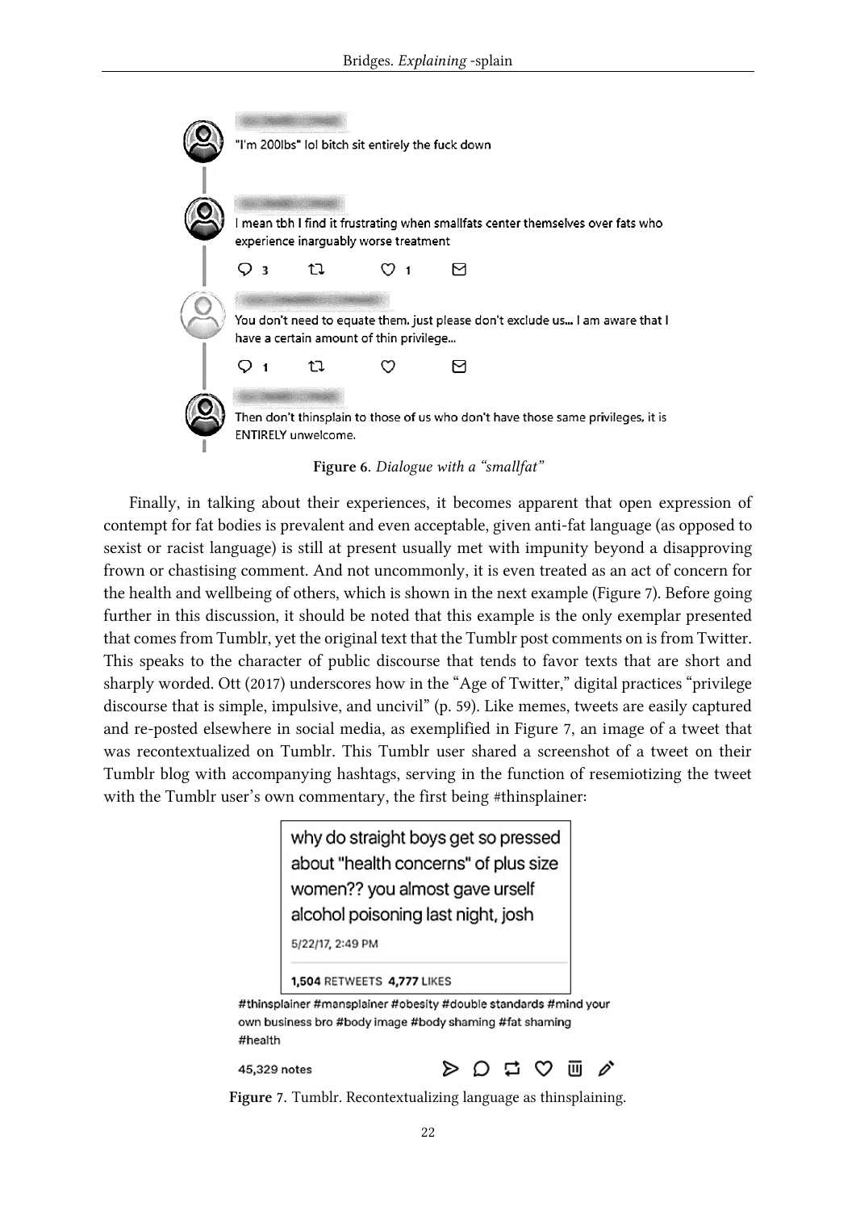"I'm 200lbs" lol bitch sit entirely the fuck down

I mean tbh I find it frustrating when smallfats center themselves over fats who experience inarguably worse treatment

3 1

You don't need to equate them. just please don't exclude us... I am aware that I have a certain amount of thin privilege...

1

Then don't thinsplain to those of us who don't have those same privileges, it is ENTIRELY unwelcome.

**Figure 6**. *Dialogue with a "smallfat"*

Finally, in talking about their experiences, it becomes apparent that open expression of contempt for fat bodies is prevalent and even acceptable, given anti-fat language (as opposed to sexist or racist language) is still at present usually met with impunity beyond a disapproving frown or chastising comment. And not uncommonly, it is even treated as an act of concern for the health and wellbeing of others, which is shown in the next example (Figure 7). Before going further in this discussion, it should be noted that this example is the only exemplar presented that comes from Tumblr, yet the original text that the Tumblr post comments on is from Twitter. This speaks to the character of public discourse that tends to favor texts that are short and sharply worded. Ott (2017) underscores how in the "Age of Twitter," digital practices "privilege discourse that is simple, impulsive, and uncivil" (p. 59). Like memes, tweets are easily captured and re-posted elsewhere in social media, as exemplified in Figure 7, an image of a tweet that was recontextualized on Tumblr. This Tumblr user shared a screenshot of a tweet on their Tumblr blog with accompanying hashtags, serving in the function of resemiotizing the tweet with the Tumblr user's own commentary, the first being #thinsplainer:

why do straight boys get so pressed about "health concerns" of plus size women?? you almost gave urself alcohol poisoning last night, josh

5/22/17, 2:49 PM

1,504 RETWEETS 4,777 LIKES

#thinsplainer #mansplainer #obesity #double standards #mind your own business bro #body image #body shaming #fat shaming #health

45,329 notes

**Figure 7**. Tumblr. Recontextualizing language as thinsplaining.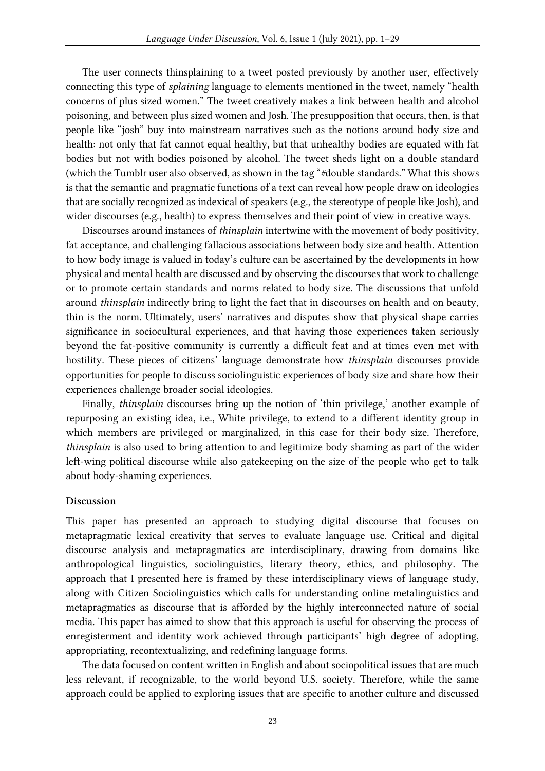The user connects thinsplaining to a tweet posted previously by another user, effectively connecting this type of *splaining* language to elements mentioned in the tweet, namely "health concerns of plus sized women." The tweet creatively makes a link between health and alcohol poisoning, and between plus sized women and Josh. The presupposition that occurs, then, is that people like "josh" buy into mainstream narratives such as the notions around body size and health: not only that fat cannot equal healthy, but that unhealthy bodies are equated with fat bodies but not with bodies poisoned by alcohol. The tweet sheds light on a double standard (which the Tumblr user also observed, as shown in the tag "#double standards." What this shows is that the semantic and pragmatic functions of a text can reveal how people draw on ideologies that are socially recognized as indexical of speakers (e.g., the stereotype of people like Josh), and wider discourses (e.g., health) to express themselves and their point of view in creative ways.

Discourses around instances of *thinsplain* intertwine with the movement of body positivity, fat acceptance, and challenging fallacious associations between body size and health. Attention to how body image is valued in today's culture can be ascertained by the developments in how physical and mental health are discussed and by observing the discourses that work to challenge or to promote certain standards and norms related to body size. The discussions that unfold around *thinsplain* indirectly bring to light the fact that in discourses on health and on beauty, thin is the norm. Ultimately, users' narratives and disputes show that physical shape carries significance in sociocultural experiences, and that having those experiences taken seriously beyond the fat-positive community is currently a difficult feat and at times even met with hostility. These pieces of citizens' language demonstrate how *thinsplain* discourses provide opportunities for people to discuss sociolinguistic experiences of body size and share how their experiences challenge broader social ideologies.

Finally, *thinsplain* discourses bring up the notion of 'thin privilege,' another example of repurposing an existing idea, i.e., White privilege, to extend to a different identity group in which members are privileged or marginalized, in this case for their body size. Therefore, *thinsplain* is also used to bring attention to and legitimize body shaming as part of the wider left-wing political discourse while also gatekeeping on the size of the people who get to talk about body-shaming experiences.

**Discussion**

This paper has presented an approach to studying digital discourse that focuses on metapragmatic lexical creativity that serves to evaluate language use. Critical and digital discourse analysis and metapragmatics are interdisciplinary, drawing from domains like anthropological linguistics, sociolinguistics, literary theory, ethics, and philosophy. The approach that I presented here is framed by these interdisciplinary views of language study, along with Citizen Sociolinguistics which calls for understanding online metalinguistics and metapragmatics as discourse that is afforded by the highly interconnected nature of social media. This paper has aimed to show that this approach is useful for observing the process of enregisterment and identity work achieved through participants' high degree of adopting, appropriating, recontextualizing, and redefining language forms.

The data focused on content written in English and about sociopolitical issues that are much less relevant, if recognizable, to the world beyond U.S. society. Therefore, while the same approach could be applied to exploring issues that are specific to another culture and discussed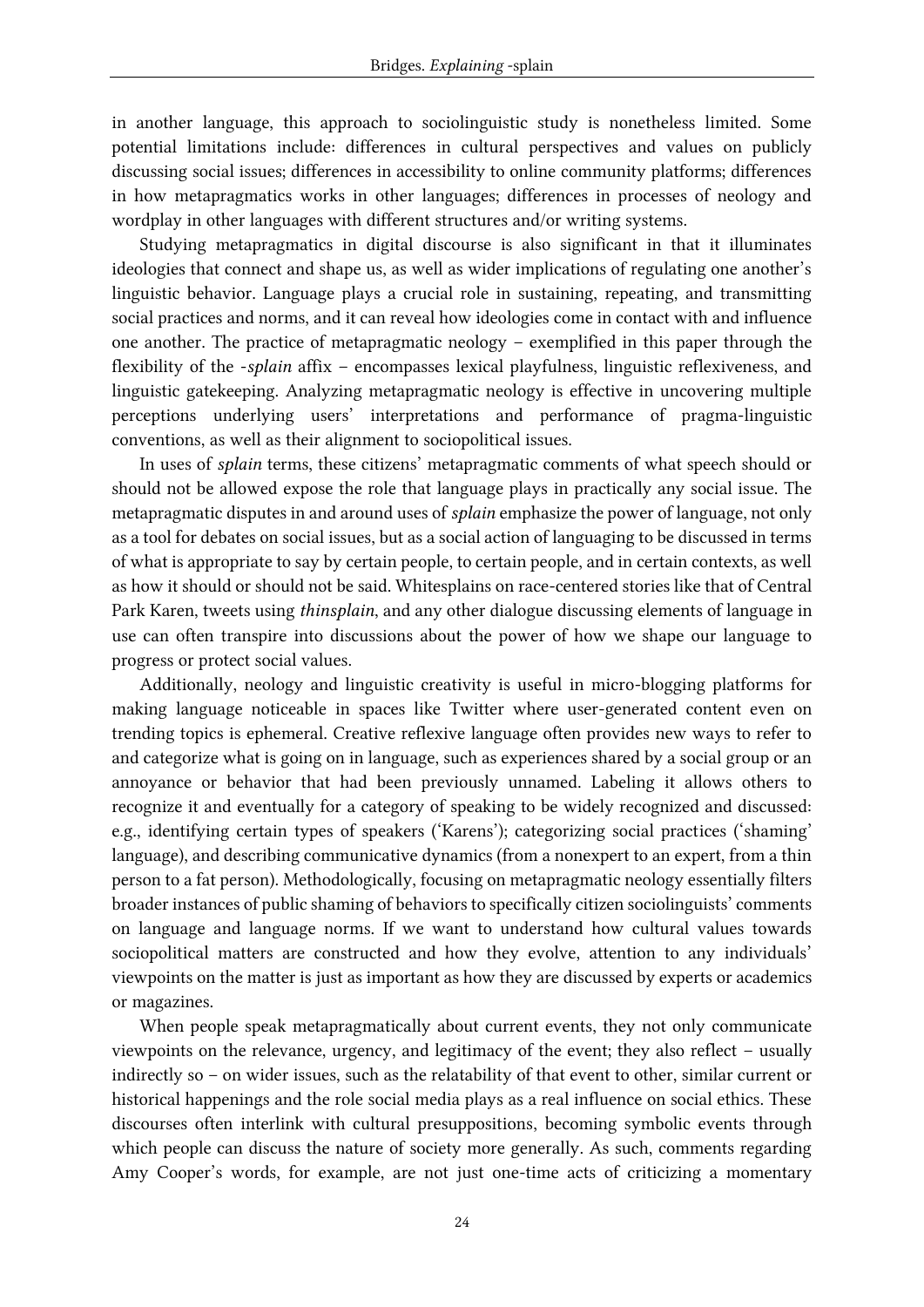in another language, this approach to sociolinguistic study is nonetheless limited. Some potential limitations include: differences in cultural perspectives and values on publicly discussing social issues; differences in accessibility to online community platforms; differences in how metapragmatics works in other languages; differences in processes of neology and wordplay in other languages with different structures and/or writing systems.

Studying metapragmatics in digital discourse is also significant in that it illuminates ideologies that connect and shape us, as well as wider implications of regulating one another's linguistic behavior. Language plays a crucial role in sustaining, repeating, and transmitting social practices and norms, and it can reveal how ideologies come in contact with and influence one another. The practice of metapragmatic neology – exemplified in this paper through the flexibility of the *-splain* affix – encompasses lexical playfulness, linguistic reflexiveness, and linguistic gatekeeping. Analyzing metapragmatic neology is effective in uncovering multiple perceptions underlying users' interpretations and performance of pragma-linguistic conventions, as well as their alignment to sociopolitical issues.

In uses of *splain* terms, these citizens' metapragmatic comments of what speech should or should not be allowed expose the role that language plays in practically any social issue. The metapragmatic disputes in and around uses of *splain* emphasize the power of language, not only as a tool for debates on social issues, but as a social action of languaging to be discussed in terms of what is appropriate to say by certain people, to certain people, and in certain contexts, as well as how it should or should not be said. Whitesplains on race-centered stories like that of Central Park Karen, tweets using *thinsplain*, and any other dialogue discussing elements of language in use can often transpire into discussions about the power of how we shape our language to progress or protect social values.

Additionally, neology and linguistic creativity is useful in micro-blogging platforms for making language noticeable in spaces like Twitter where user-generated content even on trending topics is ephemeral. Creative reflexive language often provides new ways to refer to and categorize what is going on in language, such as experiences shared by a social group or an annoyance or behavior that had been previously unnamed. Labeling it allows others to recognize it and eventually for a category of speaking to be widely recognized and discussed: e.g., identifying certain types of speakers ('Karens'); categorizing social practices ('shaming' language), and describing communicative dynamics (from a nonexpert to an expert, from a thin person to a fat person). Methodologically, focusing on metapragmatic neology essentially filters broader instances of public shaming of behaviors to specifically citizen sociolinguists' comments on language and language norms. If we want to understand how cultural values towards sociopolitical matters are constructed and how they evolve, attention to any individuals' viewpoints on the matter is just as important as how they are discussed by experts or academics or magazines.

When people speak metapragmatically about current events, they not only communicate viewpoints on the relevance, urgency, and legitimacy of the event; they also reflect – usually indirectly so – on wider issues, such as the relatability of that event to other, similar current or historical happenings and the role social media plays as a real influence on social ethics. These discourses often interlink with cultural presuppositions, becoming symbolic events through which people can discuss the nature of society more generally. As such, comments regarding Amy Cooper's words, for example, are not just one-time acts of criticizing a momentary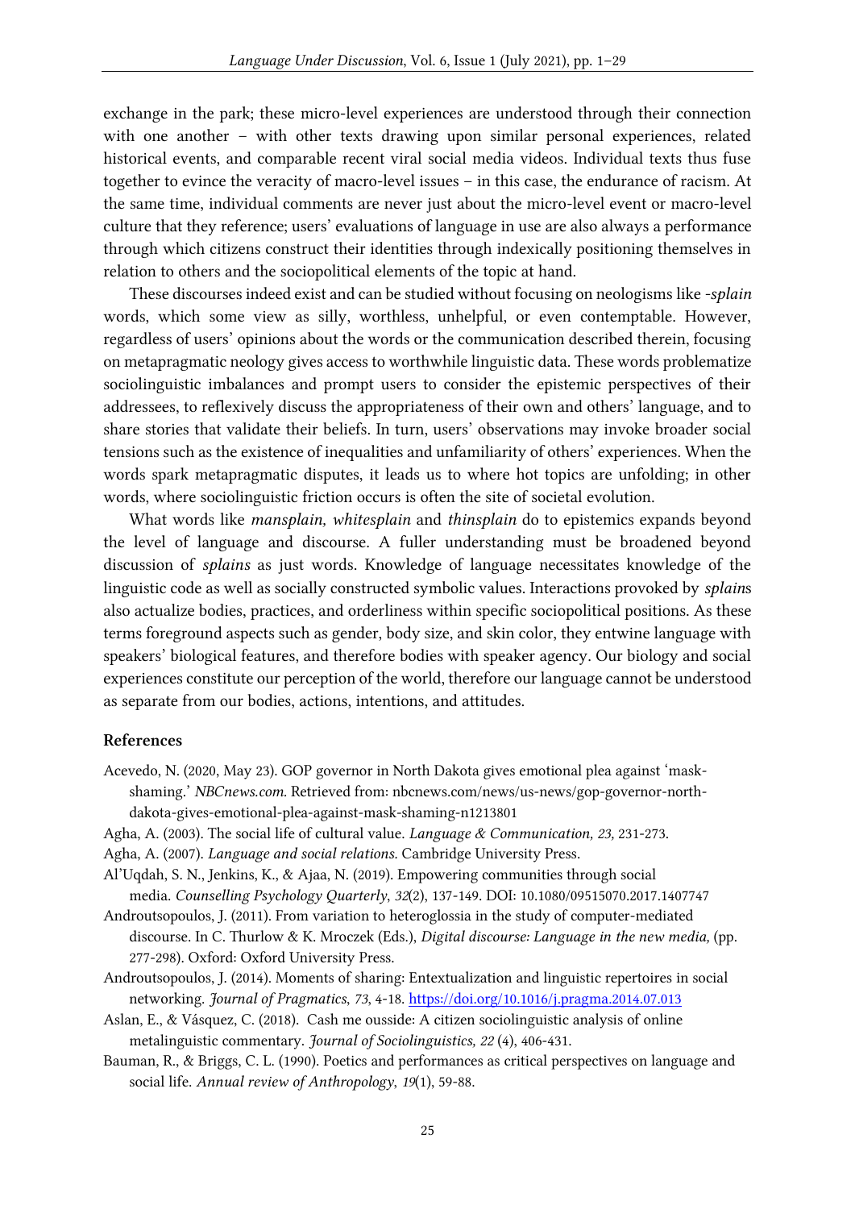exchange in the park; these micro-level experiences are understood through their connection with one another – with other texts drawing upon similar personal experiences, related historical events, and comparable recent viral social media videos. Individual texts thus fuse together to evince the veracity of macro-level issues – in this case, the endurance of racism. At the same time, individual comments are never just about the micro-level event or macro-level culture that they reference; users' evaluations of language in use are also always a performance through which citizens construct their identities through indexically positioning themselves in relation to others and the sociopolitical elements of the topic at hand.

These discourses indeed exist and can be studied without focusing on neologisms like *-splain* words, which some view as silly, worthless, unhelpful, or even contemptable. However, regardless of users' opinions about the words or the communication described therein, focusing on metapragmatic neology gives access to worthwhile linguistic data. These words problematize sociolinguistic imbalances and prompt users to consider the epistemic perspectives of their addressees, to reflexively discuss the appropriateness of their own and others' language, and to share stories that validate their beliefs. In turn, users' observations may invoke broader social tensions such as the existence of inequalities and unfamiliarity of others' experiences. When the words spark metapragmatic disputes, it leads us to where hot topics are unfolding; in other words, where sociolinguistic friction occurs is often the site of societal evolution.

What words like *mansplain, whitesplain* and *thinsplain* do to epistemics expands beyond the level of language and discourse. A fuller understanding must be broadened beyond discussion of *splains* as just words. Knowledge of language necessitates knowledge of the linguistic code as well as socially constructed symbolic values. Interactions provoked by *splain*s also actualize bodies, practices, and orderliness within specific sociopolitical positions. As these terms foreground aspects such as gender, body size, and skin color, they entwine language with speakers' biological features, and therefore bodies with speaker agency. Our biology and social experiences constitute our perception of the world, therefore our language cannot be understood as separate from our bodies, actions, intentions, and attitudes.

## References

Acevedo, N. (2020, May 23). GOP governor in North Dakota gives emotional plea against 'mask-shaming.' *NBCnews.com*. Retrieved from: nbcnews.com/news/us-news/gop-governor-north-dakota-gives-emotional-plea-against-mask-shaming-n1213801

Agha, A. (2003). The social life of cultural value. *Language & Communication, 23,* 231-273.

Agha, A. (2007). *Language and social relations.* Cambridge University Press.

Al'Uqdah, S. N., Jenkins, K., & Ajaa, N. (2019). Empowering communities through social media. *Counselling Psychology Quarterly*, *32*(2), 137-149. DOI: 10.1080/09515070.2017.1407747

Androutsopoulos, J. (2011). From variation to heteroglossia in the study of computer-mediated discourse. In C. Thurlow & K. Mroczek (Eds.), *Digital discourse: Language in the new media,* (pp. 277-298). Oxford: Oxford University Press.

Androutsopoulos, J. (2014). Moments of sharing: Entextualization and linguistic repertoires in social networking. *Journal of Pragmatics*, *73*, 4-18. https://doi.org/10.1016/j.pragma.2014.07.013

Aslan, E., & Vásquez, C. (2018). Cash me ousside: A citizen sociolinguistic analysis of online metalinguistic commentary. *Journal of Sociolinguistics, 22* (4), 406-431.

Bauman, R., & Briggs, C. L. (1990). Poetics and performances as critical perspectives on language and social life. *Annual review of Anthropology*, *19*(1), 59-88.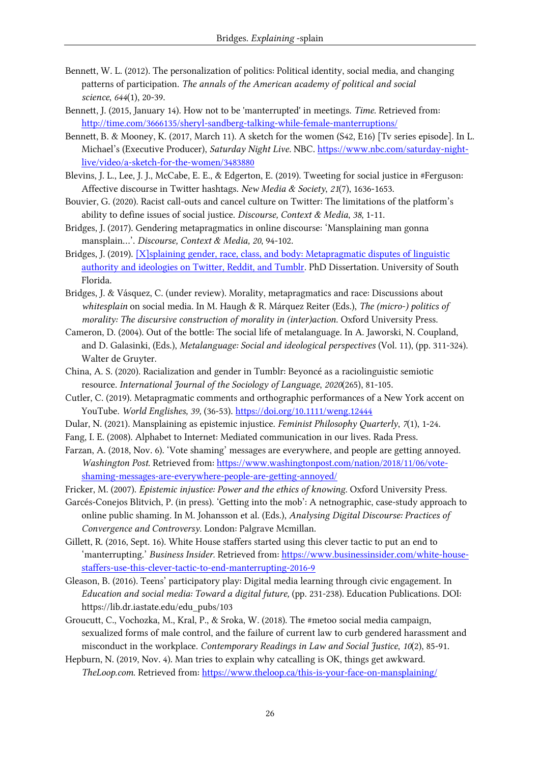Bennett, W. L. (2012). The personalization of politics: Political identity, social media, and changing patterns of participation. *The annals of the American academy of political and social science*, *644*(1), 20-39.

Bennett, J. (2015, January 14). How not to be 'manterrupted' in meetings. *Time*. Retrieved from: [http://time.com/3666135/sheryl-sandberg-talking-while-female-manterruptions/](http://time.com/3666135/sheryl-sandberg-talking-while-female-manterruptions/)

Bennett, B. & Mooney, K. (2017, March 11). A sketch for the women (S42, E16) [Tv series episode]. In L. Michael's (Executive Producer), *Saturday Night Live*. NBC. [https://www.nbc.com/saturday-night-live/video/a-sketch-for-the-women/3483880](https://www.nbc.com/saturday-night-live/video/a-sketch-for-the-women/3483880)

Blevins, J. L., Lee, J. J., McCabe, E. E., & Edgerton, E. (2019). Tweeting for social justice in #Ferguson: Affective discourse in Twitter hashtags. *New Media & Society*, *21*(7), 1636-1653.

Bouvier, G. (2020). Racist call-outs and cancel culture on Twitter: The limitations of the platform's ability to define issues of social justice. *Discourse, Context & Media*, *38*, 1-11.

Bridges, J. (2017). Gendering metapragmatics in online discourse: 'Mansplaining man gonna mansplain…'. *Discourse, Context & Media, 20*, 94-102.

Bridges, J. (2019). [X]splaining gender, race, class, and body: Metapragmatic disputes of linguistic authority and ideologies on Twitter, Reddit, and Tumblr. PhD Dissertation. University of South Florida.

Bridges, J. & Vásquez, C. (under review). Morality, metapragmatics and race: Discussions about *whitesplain* on social media. In M. Haugh & R. Márquez Reiter (Eds.), *The (micro-) politics of morality: The discursive construction of morality in (inter)action.* Oxford University Press.

Cameron, D. (2004). Out of the bottle: The social life of metalanguage. In A. Jaworski, N. Coupland, and D. Galasinki, (Eds.), *Metalanguage: Social and ideological perspectives* (Vol. 11), (pp. 311-324). Walter de Gruyter.

China, A. S. (2020). Racialization and gender in Tumblr: Beyoncé as a raciolinguistic semiotic resource. *International Journal of the Sociology of Language*, *2020*(265), 81-105.

Cutler, C. (2019). Metapragmatic comments and orthographic performances of a New York accent on YouTube. *World Englishes, 39*, (36-53). [https://doi.org/10.1111/weng.12444](https://doi.org/10.1111/weng.12444)

Dular, N. (2021). Mansplaining as epistemic injustice. *Feminist Philosophy Quarterly*, *7*(1), 1-24.

Fang, I. E. (2008). Alphabet to Internet: Mediated communication in our lives. Rada Press.

Farzan, A. (2018, Nov. 6). 'Vote shaming' messages are everywhere, and people are getting annoyed. *Washington Post*. Retrieved from: [https://www.washingtonpost.com/nation/2018/11/06/vote-shaming-messages-are-everywhere-people-are-getting-annoyed/](https://www.washingtonpost.com/nation/2018/11/06/vote-shaming-messages-are-everywhere-people-are-getting-annoyed/)

Fricker, M. (2007). *Epistemic injustice: Power and the ethics of knowing*. Oxford University Press.

Garcés-Conejos Blitvich, P. (in press). 'Getting into the mob': A netnographic, case-study approach to online public shaming. In M. Johansson et al. (Eds.), *Analysing Digital Discourse: Practices of Convergence and Controversy.* London: Palgrave Mcmillan.

Gillett, R. (2016, Sept. 16). White House staffers started using this clever tactic to put an end to 'manterrupting.' *Business Insider*. Retrieved from: [https://www.businessinsider.com/white-house-staffers-use-this-clever-tactic-to-end-manterrupting-2016-9](https://www.businessinsider.com/white-house-staffers-use-this-clever-tactic-to-end-manterrupting-2016-9)

Gleason, B. (2016). Teens' participatory play: Digital media learning through civic engagement. In *Education and social media: Toward a digital future,* (pp. 231-238). Education Publications. DOI: https://lib.dr.iastate.edu/edu_pubs/103

Groucutt, C., Vochozka, M., Kral, P., & Sroka, W. (2018). The #metoo social media campaign, sexualized forms of male control, and the failure of current law to curb gendered harassment and misconduct in the workplace. *Contemporary Readings in Law and Social Justice*, *10*(2), 85-91.

Hepburn, N. (2019, Nov. 4). Man tries to explain why catcalling is OK, things get awkward. *TheLoop.com*. Retrieved from: [https://www.theloop.ca/this-is-your-face-on-mansplaining/](https://www.theloop.ca/this-is-your-face-on-mansplaining/)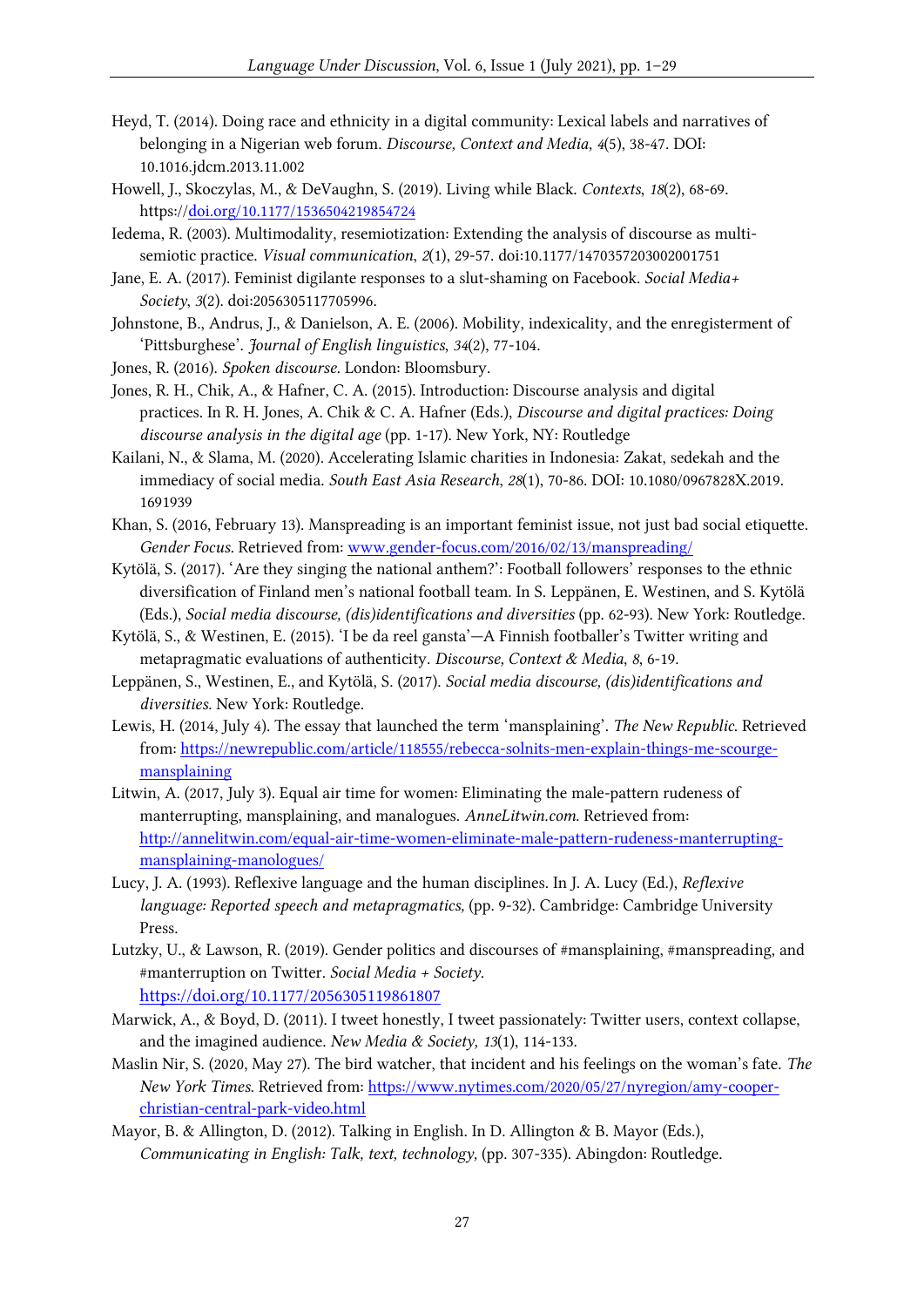Heyd, T. (2014). Doing race and ethnicity in a digital community: Lexical labels and narratives of belonging in a Nigerian web forum. *Discourse, Context and Media, 4*(5), 38-47. DOI: 10.1016.jdcm.2013.11.002

Howell, J., Skoczylas, M., & DeVaughn, S. (2019). Living while Black. *Contexts*, *18*(2), 68-69. https://doi.org/10.1177/1536504219854724

Iedema, R. (2003). Multimodality, resemiotization: Extending the analysis of discourse as multi-semiotic practice. *Visual communication*, *2*(1), 29-57. doi:10.1177/1470357203002001751

Jane, E. A. (2017). Feminist digilante responses to a slut-shaming on Facebook. *Social Media+ Society*, *3*(2). doi:2056305117705996.

Johnstone, B., Andrus, J., & Danielson, A. E. (2006). Mobility, indexicality, and the enregisterment of 'Pittsburghese'. *Journal of English linguistics*, *34*(2), 77-104.

Jones, R. (2016). *Spoken discourse*. London: Bloomsbury.

Jones, R. H., Chik, A., & Hafner, C. A. (2015). Introduction: Discourse analysis and digital practices. In R. H. Jones, A. Chik & C. A. Hafner (Eds.), *Discourse and digital practices: Doing discourse analysis in the digital age* (pp. 1-17). New York, NY: Routledge

Kailani, N., & Slama, M. (2020). Accelerating Islamic charities in Indonesia: Zakat, sedekah and the immediacy of social media. *South East Asia Research*, *28*(1), 70-86. DOI: 10.1080/0967828X.2019.1691939

Khan, S. (2016, February 13). Manspreading is an important feminist issue, not just bad social etiquette. *Gender Focus*. Retrieved from: www.gender-focus.com/2016/02/13/manspreading/

Kytölä, S. (2017). 'Are they singing the national anthem?': Football followers' responses to the ethnic diversification of Finland men's national football team. In S. Leppänen, E. Westinen, and S. Kytölä (Eds.), *Social media discourse, (dis)identifications and diversities* (pp. 62-93). New York: Routledge.

Kytölä, S., & Westinen, E. (2015). 'I be da reel gansta'—A Finnish footballer's Twitter writing and metapragmatic evaluations of authenticity. *Discourse, Context & Media*, *8*, 6-19.

Leppänen, S., Westinen, E., and Kytölä, S. (2017). *Social media discourse, (dis)identifications and diversities*. New York: Routledge.

Lewis, H. (2014, July 4). The essay that launched the term 'mansplaining'. *The New Republic*. Retrieved from: https://newrepublic.com/article/118555/rebecca-solnits-men-explain-things-me-scourge-mansplaining

Litwin, A. (2017, July 3). Equal air time for women: Eliminating the male-pattern rudeness of manterrupting, mansplaining, and manalogues. *AnneLitwin.com*. Retrieved from: http://annelitwin.com/equal-air-time-women-eliminate-male-pattern-rudeness-manterrupting-mansplaining-manologues/

Lucy, J. A. (1993). Reflexive language and the human disciplines. In J. A. Lucy (Ed.), *Reflexive language: Reported speech and metapragmatics,* (pp. 9-32). Cambridge: Cambridge University Press.

Lutzky, U., & Lawson, R. (2019). Gender politics and discourses of #mansplaining, #manspreading, and #manterruption on Twitter. *Social Media + Society*. https://doi.org/10.1177/2056305119861807

Marwick, A., & Boyd, D. (2011). I tweet honestly, I tweet passionately: Twitter users, context collapse, and the imagined audience. *New Media & Society, 13*(1), 114-133.

Maslin Nir, S. (2020, May 27). The bird watcher, that incident and his feelings on the woman's fate. *The New York Times*. Retrieved from: https://www.nytimes.com/2020/05/27/nyregion/amy-cooper-christian-central-park-video.html

Mayor, B. & Allington, D. (2012). Talking in English. In D. Allington & B. Mayor (Eds.), *Communicating in English: Talk, text, technology,* (pp. 307-335). Abingdon: Routledge.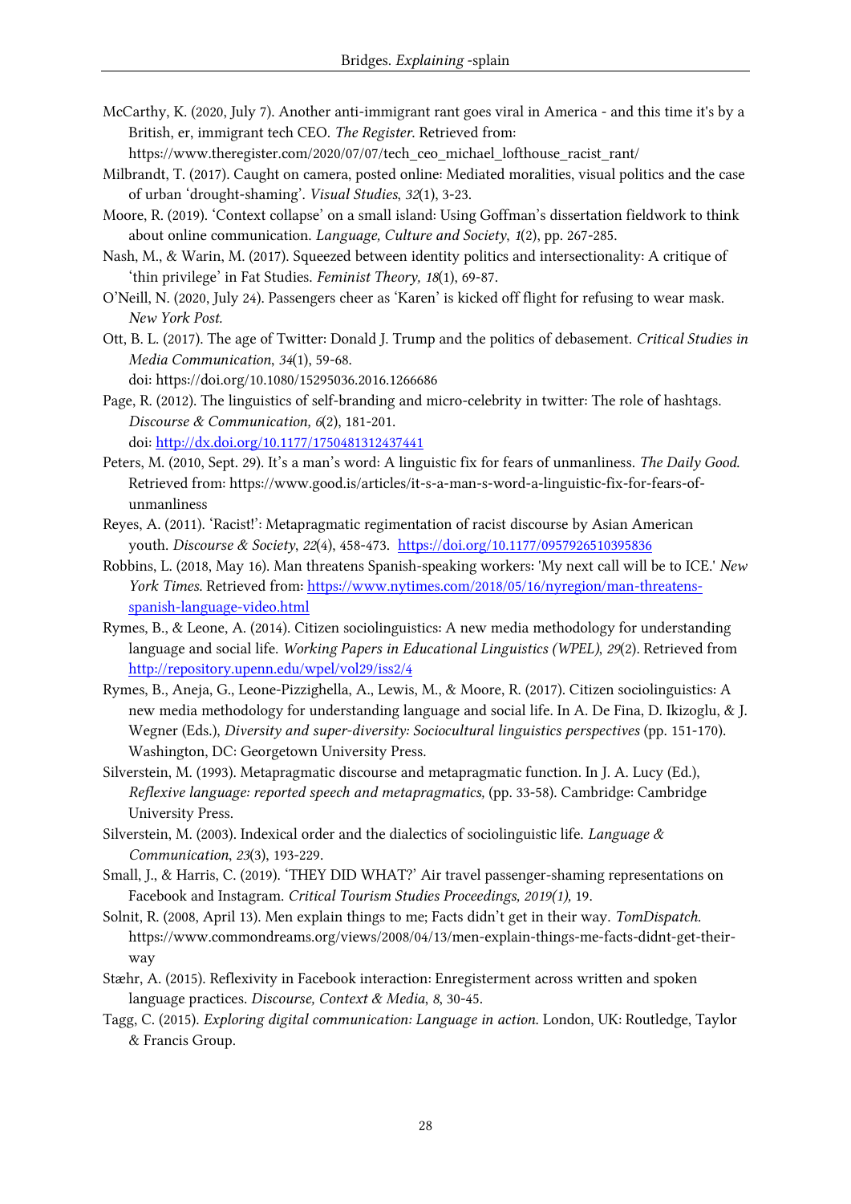McCarthy, K. (2020, July 7). Another anti-immigrant rant goes viral in America - and this time it's by a British, er, immigrant tech CEO. *The Register*. Retrieved from: https://www.theregister.com/2020/07/07/tech_ceo_michael_lofthouse_racist_rant/

Milbrandt, T. (2017). Caught on camera, posted online: Mediated moralities, visual politics and the case of urban 'drought-shaming'. *Visual Studies*, *32*(1), 3-23.

Moore, R. (2019). 'Context collapse' on a small island: Using Goffman's dissertation fieldwork to think about online communication. *Language, Culture and Society*, *1*(2), pp. 267-285.

Nash, M., & Warin, M. (2017). Squeezed between identity politics and intersectionality: A critique of 'thin privilege' in Fat Studies. *Feminist Theory, 18*(1), 69-87.

O'Neill, N. (2020, July 24). Passengers cheer as 'Karen' is kicked off flight for refusing to wear mask. *New York Post.*

Ott, B. L. (2017). The age of Twitter: Donald J. Trump and the politics of debasement. *Critical Studies in Media Communication*, *34*(1), 59-68. doi: https://doi.org/10.1080/15295036.2016.1266686

Page, R. (2012). The linguistics of self-branding and micro-celebrity in twitter: The role of hashtags. *Discourse & Communication, 6*(2), 181-201. doi: http://dx.doi.org/10.1177/1750481312437441

Peters, M. (2010, Sept. 29). It's a man's word: A linguistic fix for fears of unmanliness. *The Daily Good.* Retrieved from: https://www.good.is/articles/it-s-a-man-s-word-a-linguistic-fix-for-fears-of-unmanliness

Reyes, A. (2011). 'Racist!': Metapragmatic regimentation of racist discourse by Asian American youth. *Discourse & Society*, *22*(4), 458-473. https://doi.org/10.1177/0957926510395836

Robbins, L. (2018, May 16). Man threatens Spanish-speaking workers: 'My next call will be to ICE.' *New York Times.* Retrieved from: https://www.nytimes.com/2018/05/16/nyregion/man-threatens-spanish-language-video.html

Rymes, B., & Leone, A. (2014). Citizen sociolinguistics: A new media methodology for understanding language and social life. *Working Papers in Educational Linguistics (WPEL)*, *29*(2). Retrieved from http://repository.upenn.edu/wpel/vol29/iss2/4

Rymes, B., Aneja, G., Leone-Pizzighella, A., Lewis, M., & Moore, R. (2017). Citizen sociolinguistics: A new media methodology for understanding language and social life. In A. De Fina, D. Ikizoglu, & J. Wegner (Eds.), *Diversity and super-diversity: Sociocultural linguistics perspectives* (pp. 151-170). Washington, DC: Georgetown University Press.

Silverstein, M. (1993). Metapragmatic discourse and metapragmatic function. In J. A. Lucy (Ed.), *Reflexive language: reported speech and metapragmatics,* (pp. 33-58). Cambridge: Cambridge University Press.

Silverstein, M. (2003). Indexical order and the dialectics of sociolinguistic life. *Language & Communication*, *23*(3), 193-229.

Small, J., & Harris, C. (2019). 'THEY DID WHAT?' Air travel passenger-shaming representations on Facebook and Instagram. *Critical Tourism Studies Proceedings, 2019(1),* 19.

Solnit, R. (2008, April 13). Men explain things to me; Facts didn't get in their way. *TomDispatch.* https://www.commondreams.org/views/2008/04/13/men-explain-things-me-facts-didnt-get-their-way

Stæhr, A. (2015). Reflexivity in Facebook interaction: Enregisterment across written and spoken language practices. *Discourse, Context & Media*, *8*, 30-45.

Tagg, C. (2015). *Exploring digital communication: Language in action.* London, UK: Routledge, Taylor & Francis Group.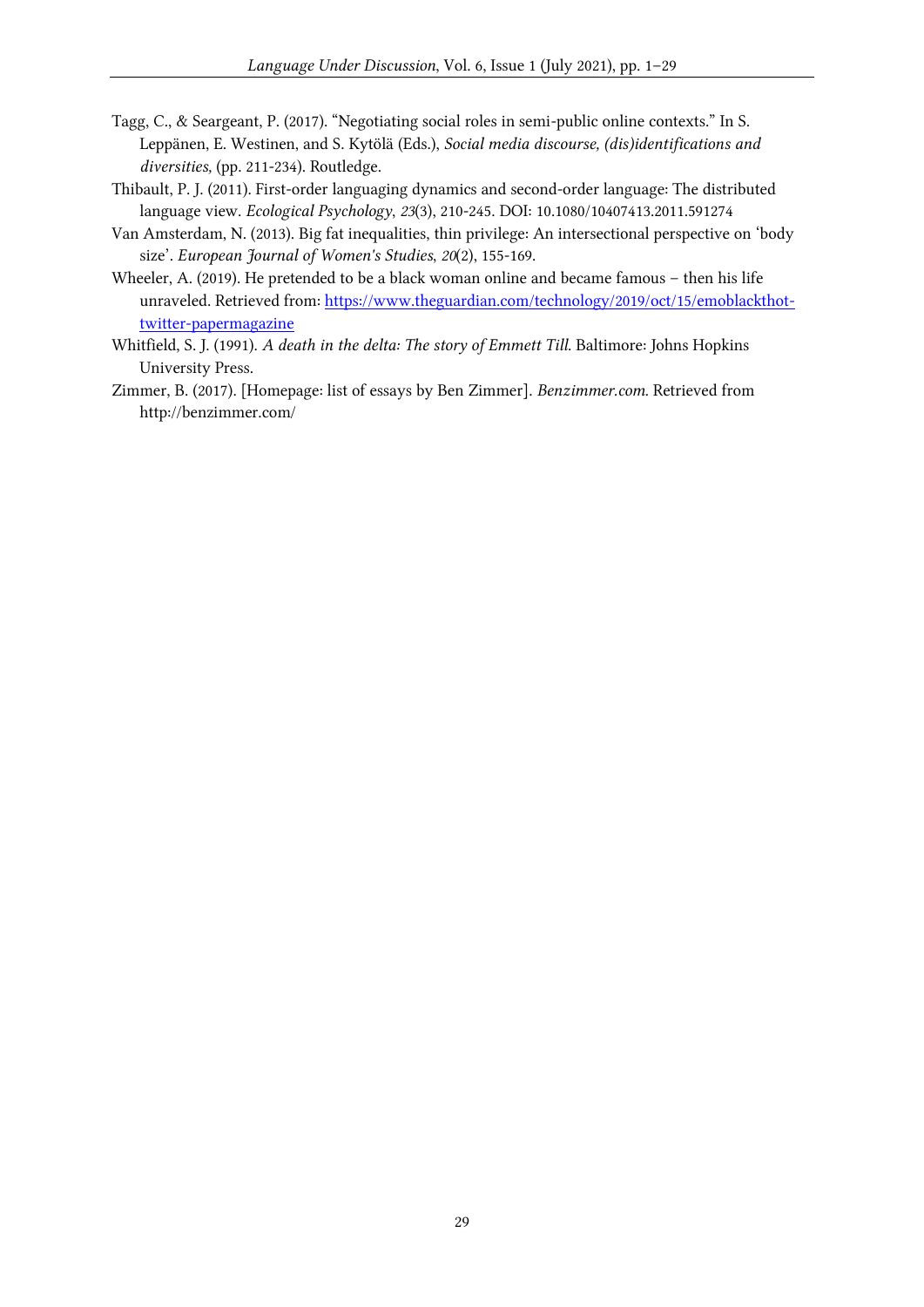Tagg, C., & Seargeant, P. (2017). "Negotiating social roles in semi-public online contexts." In S. Leppänen, E. Westinen, and S. Kytölä (Eds.), *Social media discourse, (dis)identifications and diversities,* (pp. 211-234). Routledge.

Thibault, P. J. (2011). First-order languaging dynamics and second-order language: The distributed language view. *Ecological Psychology*, *23*(3), 210-245. DOI: 10.1080/10407413.2011.591274

Van Amsterdam, N. (2013). Big fat inequalities, thin privilege: An intersectional perspective on 'body size'. *European Journal of Women's Studies*, *20*(2), 155-169.

Wheeler, A. (2019). He pretended to be a black woman online and became famous – then his life unraveled. Retrieved from: [https://www.theguardian.com/technology/2019/oct/15/emoblackthot-twitter-papermagazine](https://www.theguardian.com/technology/2019/oct/15/emoblackthot-twitter-papermagazine)

Whitfield, S. J. (1991). *A death in the delta: The story of Emmett Till.* Baltimore: Johns Hopkins University Press.

Zimmer, B. (2017). [Homepage: list of essays by Ben Zimmer]. *Benzimmer.com.* Retrieved from http://benzimmer.com/